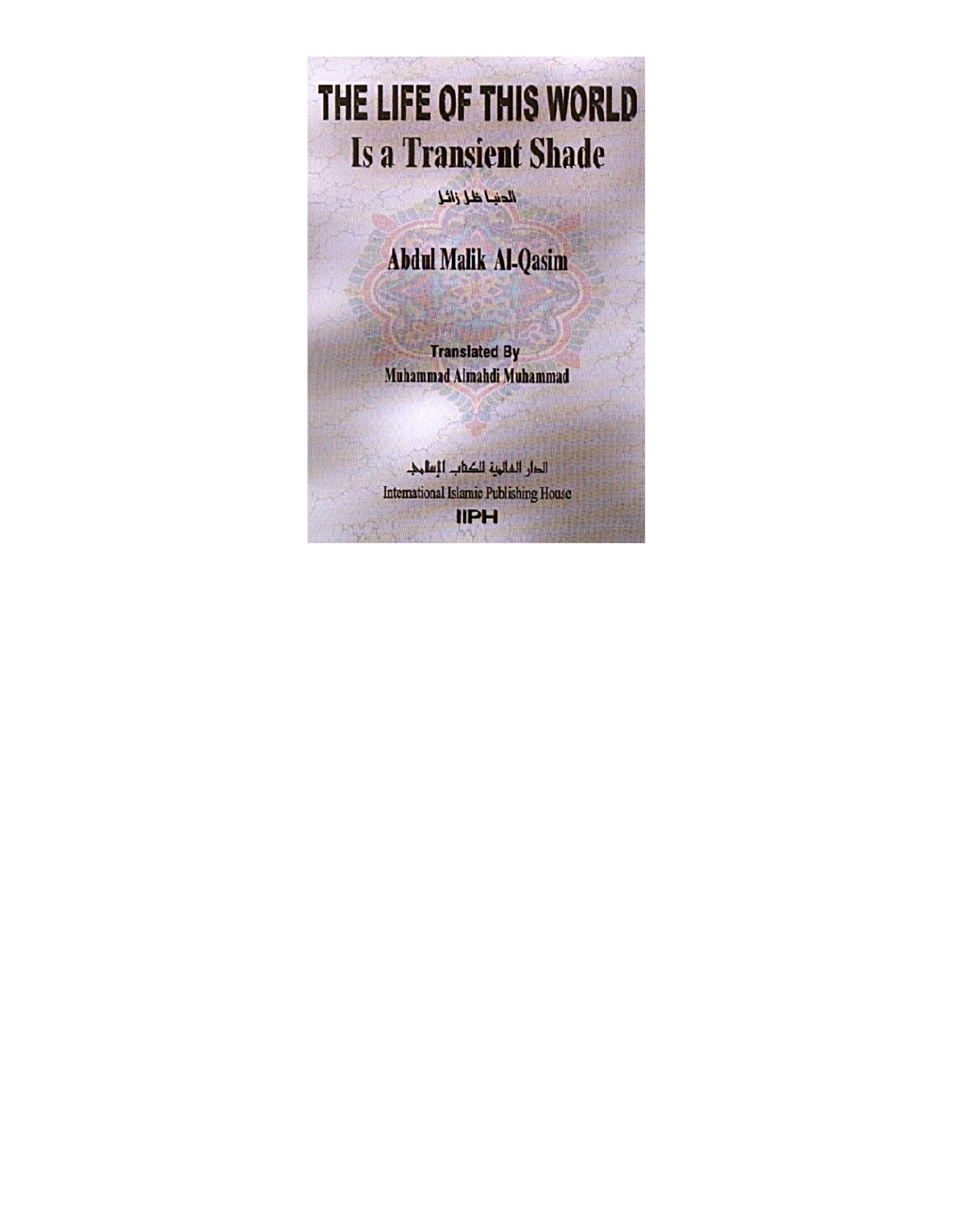# THE LIFE OF THIS WORLD

## Is a Transient Shade

الدنيا ظل زائل

**Abdul Malik Al-Qasim**

Translated By

Muhammad Almahdi Muhammad

الدار العالمية للكتاب الإسلامي

International Islamic Publishing House

IIPH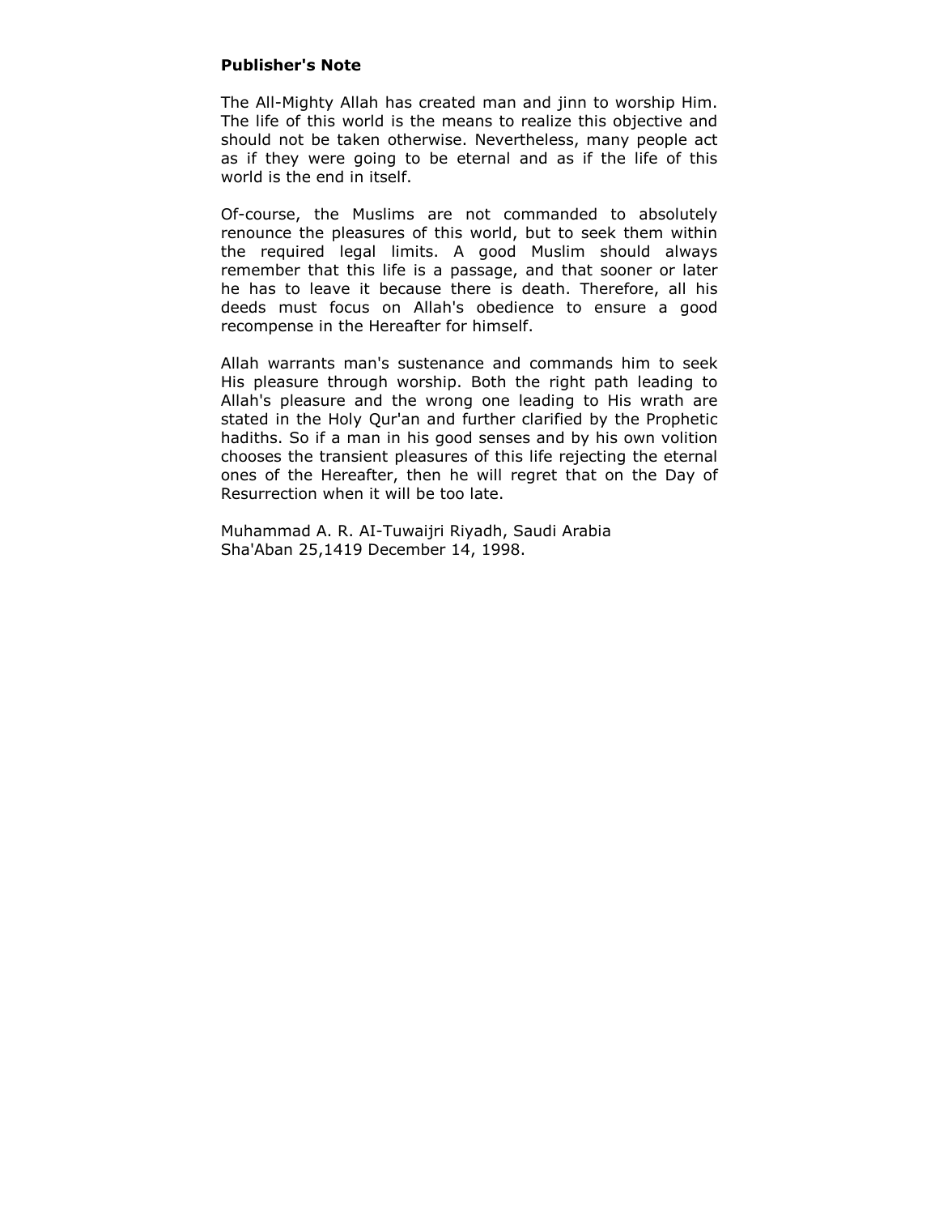**Publisher's Note**

The All-Mighty Allah has created man and jinn to worship Him. The life of this world is the means to realize this objective and should not be taken otherwise. Nevertheless, many people act as if they were going to be eternal and as if the life of this world is the end in itself.

Of-course, the Muslims are not commanded to absolutely renounce the pleasures of this world, but to seek them within the required legal limits. A good Muslim should always remember that this life is a passage, and that sooner or later he has to leave it because there is death. Therefore, all his deeds must focus on Allah's obedience to ensure a good recompense in the Hereafter for himself.

Allah warrants man's sustenance and commands him to seek His pleasure through worship. Both the right path leading to Allah's pleasure and the wrong one leading to His wrath are stated in the Holy Qur'an and further clarified by the Prophetic hadiths. So if a man in his good senses and by his own volition chooses the transient pleasures of this life rejecting the eternal ones of the Hereafter, then he will regret that on the Day of Resurrection when it will be too late.

Muhammad A. R. AI-Tuwaijri Riyadh, Saudi Arabia
Sha'Aban 25,1419 December 14, 1998.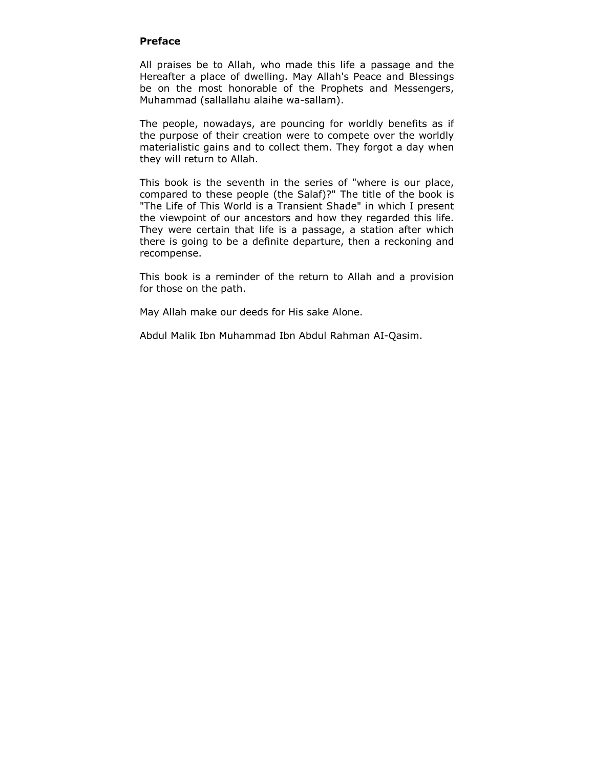## Preface

All praises be to Allah, who made this life a passage and the Hereafter a place of dwelling. May Allah's Peace and Blessings be on the most honorable of the Prophets and Messengers, Muhammad (sallallahu alaihe wa-sallam).

The people, nowadays, are pouncing for worldly benefits as if the purpose of their creation were to compete over the worldly materialistic gains and to collect them. They forgot a day when they will return to Allah.

This book is the seventh in the series of "where is our place, compared to these people (the Salaf)?" The title of the book is "The Life of This World is a Transient Shade" in which I present the viewpoint of our ancestors and how they regarded this life. They were certain that life is a passage, a station after which there is going to be a definite departure, then a reckoning and recompense.

This book is a reminder of the return to Allah and a provision for those on the path.

May Allah make our deeds for His sake Alone.

Abdul Malik Ibn Muhammad Ibn Abdul Rahman AI-Qasim.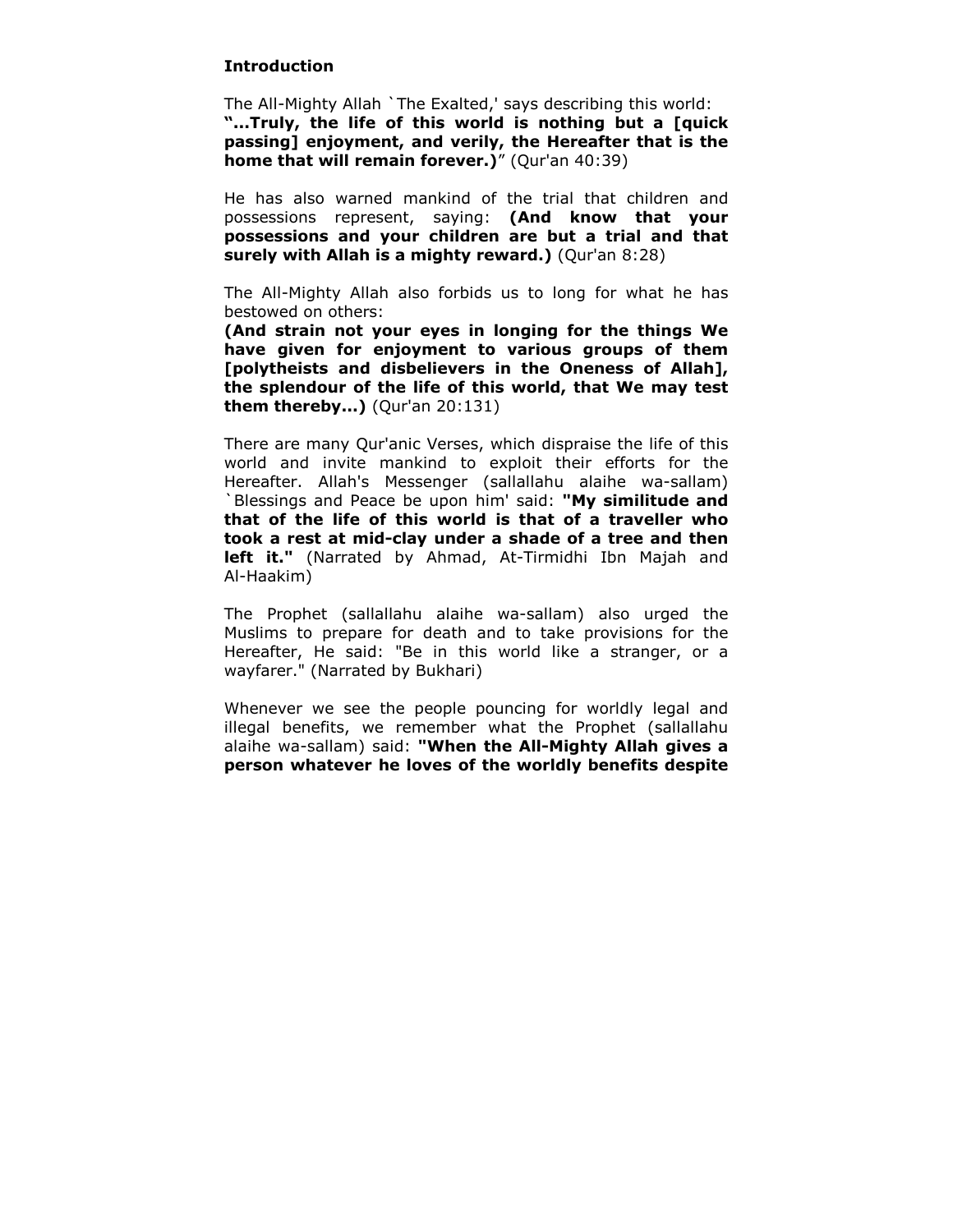**Introduction**

The All-Mighty Allah `The Exalted,' says describing this world: **"...Truly, the life of this world is nothing but a [quick passing] enjoyment, and verily, the Hereafter that is the home that will remain forever.)**" (Qur'an 40:39)

He has also warned mankind of the trial that children and possessions represent, saying: **(And know that your possessions and your children are but a trial and that surely with Allah is a mighty reward.)** (Qur'an 8:28)

The All-Mighty Allah also forbids us to long for what he has bestowed on others:
**(And strain not your eyes in longing for the things We have given for enjoyment to various groups of them [polytheists and disbelievers in the Oneness of Allah], the splendour of the life of this world, that We may test them thereby...)** (Qur'an 20:131)

There are many Qur'anic Verses, which dispraise the life of this world and invite mankind to exploit their efforts for the Hereafter. Allah's Messenger (sallallahu alaihe wa-sallam) `Blessings and Peace be upon him' said: **"My similitude and that of the life of this world is that of a traveller who took a rest at mid-clay under a shade of a tree and then left it."** (Narrated by Ahmad, At-Tirmidhi Ibn Majah and Al-Haakim)

The Prophet (sallallahu alaihe wa-sallam) also urged the Muslims to prepare for death and to take provisions for the Hereafter, He said: "Be in this world like a stranger, or a wayfarer." (Narrated by Bukhari)

Whenever we see the people pouncing for worldly legal and illegal benefits, we remember what the Prophet (sallallahu alaihe wa-sallam) said: **"When the All-Mighty Allah gives a person whatever he loves of the worldly benefits despite**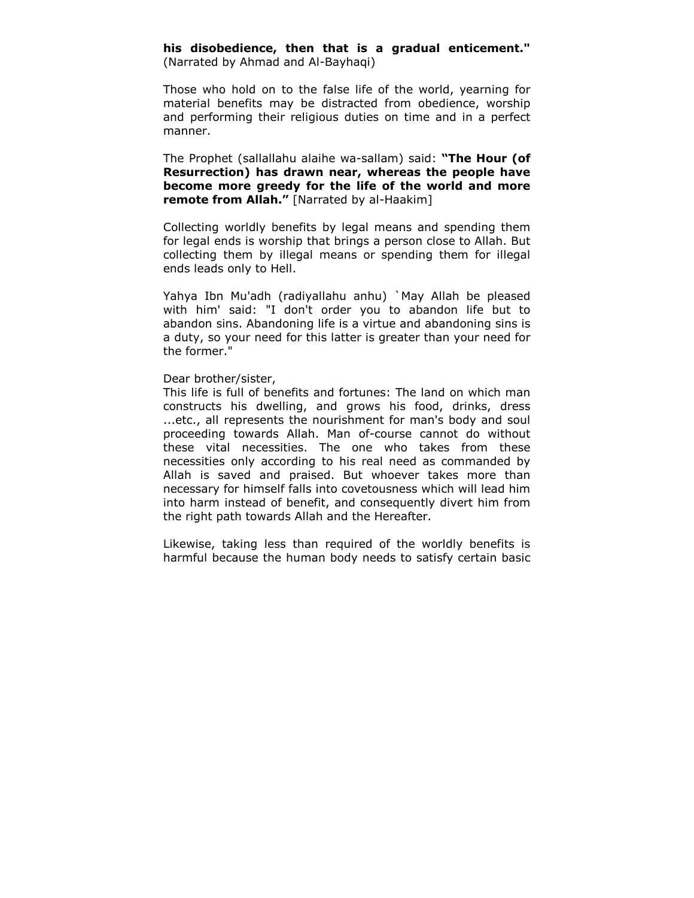**his disobedience, then that is a gradual enticement."** (Narrated by Ahmad and Al-Bayhaqi)

Those who hold on to the false life of the world, yearning for material benefits may be distracted from obedience, worship and performing their religious duties on time and in a perfect manner.

The Prophet (sallallahu alaihe wa-sallam) said: **"The Hour (of Resurrection) has drawn near, whereas the people have become more greedy for the life of the world and more remote from Allah."** [Narrated by al-Haakim]

Collecting worldly benefits by legal means and spending them for legal ends is worship that brings a person close to Allah. But collecting them by illegal means or spending them for illegal ends leads only to Hell.

Yahya Ibn Mu'adh (radiyallahu anhu) `May Allah be pleased with him' said: "I don't order you to abandon life but to abandon sins. Abandoning life is a virtue and abandoning sins is a duty, so your need for this latter is greater than your need for the former."

Dear brother/sister,
This life is full of benefits and fortunes: The land on which man constructs his dwelling, and grows his food, drinks, dress ...etc., all represents the nourishment for man's body and soul proceeding towards Allah. Man of-course cannot do without these vital necessities. The one who takes from these necessities only according to his real need as commanded by Allah is saved and praised. But whoever takes more than necessary for himself falls into covetousness which will lead him into harm instead of benefit, and consequently divert him from the right path towards Allah and the Hereafter.

Likewise, taking less than required of the worldly benefits is harmful because the human body needs to satisfy certain basic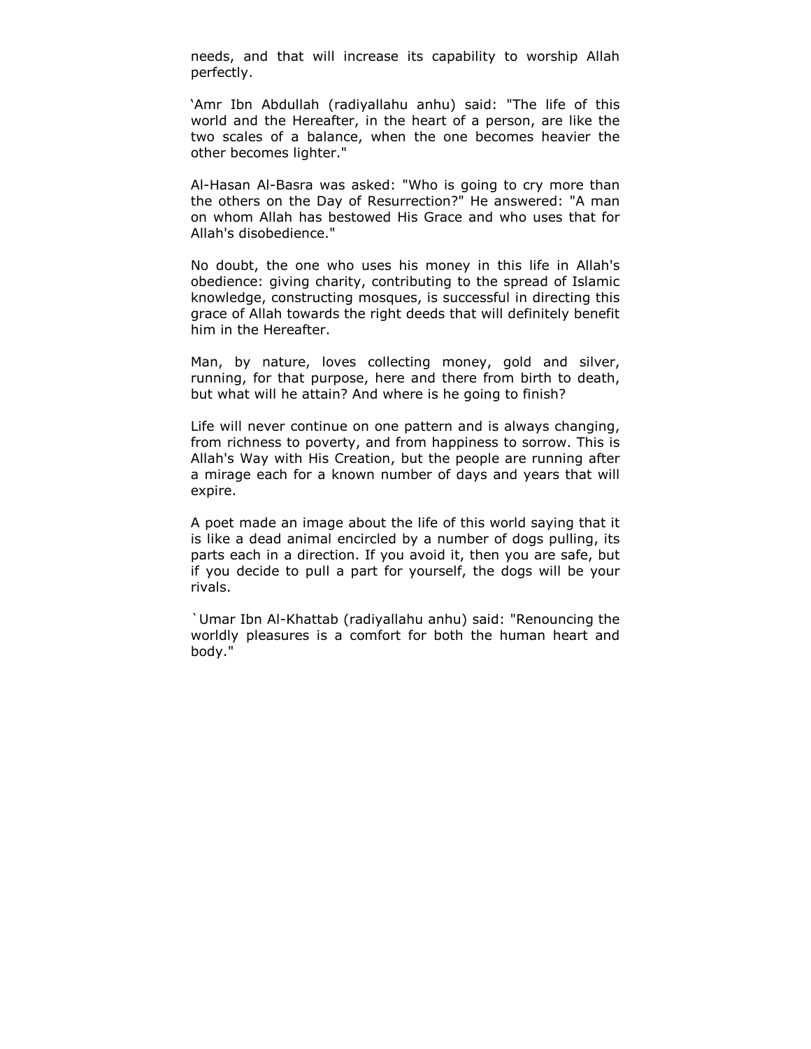needs, and that will increase its capability to worship Allah perfectly.

'Amr Ibn Abdullah (radiyallahu anhu) said: "The life of this world and the Hereafter, in the heart of a person, are like the two scales of a balance, when the one becomes heavier the other becomes lighter."

Al-Hasan Al-Basra was asked: "Who is going to cry more than the others on the Day of Resurrection?" He answered: "A man on whom Allah has bestowed His Grace and who uses that for Allah's disobedience."

No doubt, the one who uses his money in this life in Allah's obedience: giving charity, contributing to the spread of Islamic knowledge, constructing mosques, is successful in directing this grace of Allah towards the right deeds that will definitely benefit him in the Hereafter.

Man, by nature, loves collecting money, gold and silver, running, for that purpose, here and there from birth to death, but what will he attain? And where is he going to finish?

Life will never continue on one pattern and is always changing, from richness to poverty, and from happiness to sorrow. This is Allah's Way with His Creation, but the people are running after a mirage each for a known number of days and years that will expire.

A poet made an image about the life of this world saying that it is like a dead animal encircled by a number of dogs pulling, its parts each in a direction. If you avoid it, then you are safe, but if you decide to pull a part for yourself, the dogs will be your rivals.

`Umar Ibn Al-Khattab (radiyallahu anhu) said: "Renouncing the worldly pleasures is a comfort for both the human heart and body."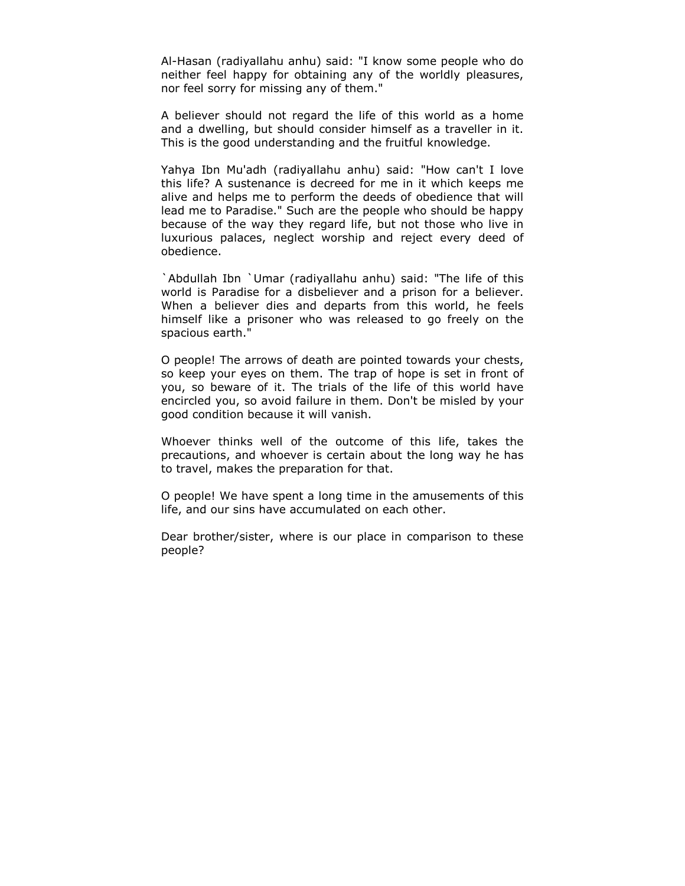Al-Hasan (radiyallahu anhu) said: "I know some people who do neither feel happy for obtaining any of the worldly pleasures, nor feel sorry for missing any of them."

A believer should not regard the life of this world as a home and a dwelling, but should consider himself as a traveller in it. This is the good understanding and the fruitful knowledge.

Yahya Ibn Mu'adh (radiyallahu anhu) said: "How can't I love this life? A sustenance is decreed for me in it which keeps me alive and helps me to perform the deeds of obedience that will lead me to Paradise." Such are the people who should be happy because of the way they regard life, but not those who live in luxurious palaces, neglect worship and reject every deed of obedience.

`Abdullah Ibn `Umar (radiyallahu anhu) said: "The life of this world is Paradise for a disbeliever and a prison for a believer. When a believer dies and departs from this world, he feels himself like a prisoner who was released to go freely on the spacious earth."

O people! The arrows of death are pointed towards your chests, so keep your eyes on them. The trap of hope is set in front of you, so beware of it. The trials of the life of this world have encircled you, so avoid failure in them. Don't be misled by your good condition because it will vanish.

Whoever thinks well of the outcome of this life, takes the precautions, and whoever is certain about the long way he has to travel, makes the preparation for that.

O people! We have spent a long time in the amusements of this life, and our sins have accumulated on each other.

Dear brother/sister, where is our place in comparison to these people?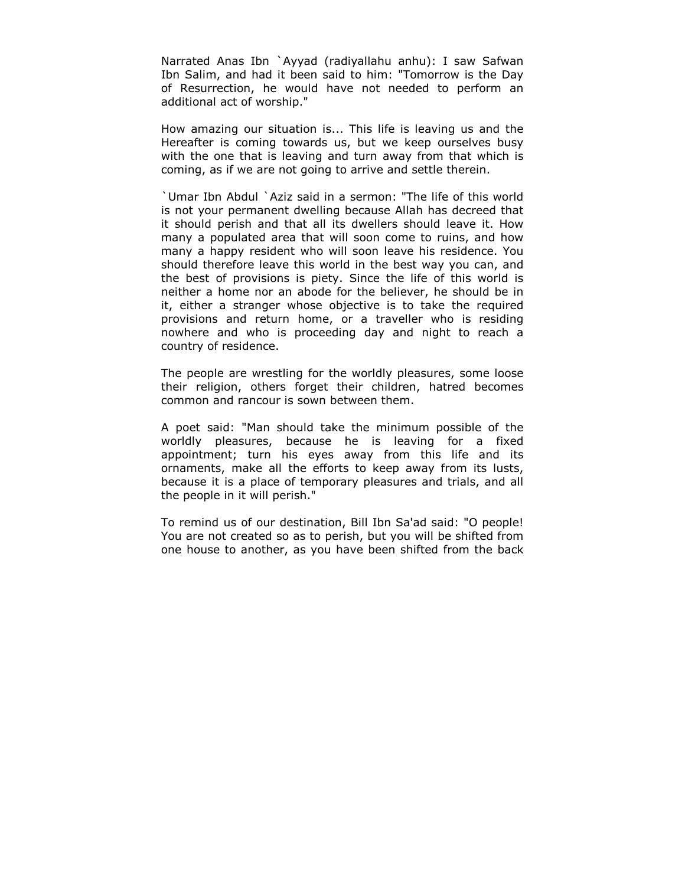Narrated Anas Ibn `Ayyad (radiyallahu anhu): I saw Safwan Ibn Salim, and had it been said to him: "Tomorrow is the Day of Resurrection, he would have not needed to perform an additional act of worship."

How amazing our situation is... This life is leaving us and the Hereafter is coming towards us, but we keep ourselves busy with the one that is leaving and turn away from that which is coming, as if we are not going to arrive and settle therein.

`Umar Ibn Abdul `Aziz said in a sermon: "The life of this world is not your permanent dwelling because Allah has decreed that it should perish and that all its dwellers should leave it. How many a populated area that will soon come to ruins, and how many a happy resident who will soon leave his residence. You should therefore leave this world in the best way you can, and the best of provisions is piety. Since the life of this world is neither a home nor an abode for the believer, he should be in it, either a stranger whose objective is to take the required provisions and return home, or a traveller who is residing nowhere and who is proceeding day and night to reach a country of residence.

The people are wrestling for the worldly pleasures, some loose their religion, others forget their children, hatred becomes common and rancour is sown between them.

A poet said: "Man should take the minimum possible of the worldly pleasures, because he is leaving for a fixed appointment; turn his eyes away from this life and its ornaments, make all the efforts to keep away from its lusts, because it is a place of temporary pleasures and trials, and all the people in it will perish."

To remind us of our destination, Bill Ibn Sa'ad said: "O people! You are not created so as to perish, but you will be shifted from one house to another, as you have been shifted from the back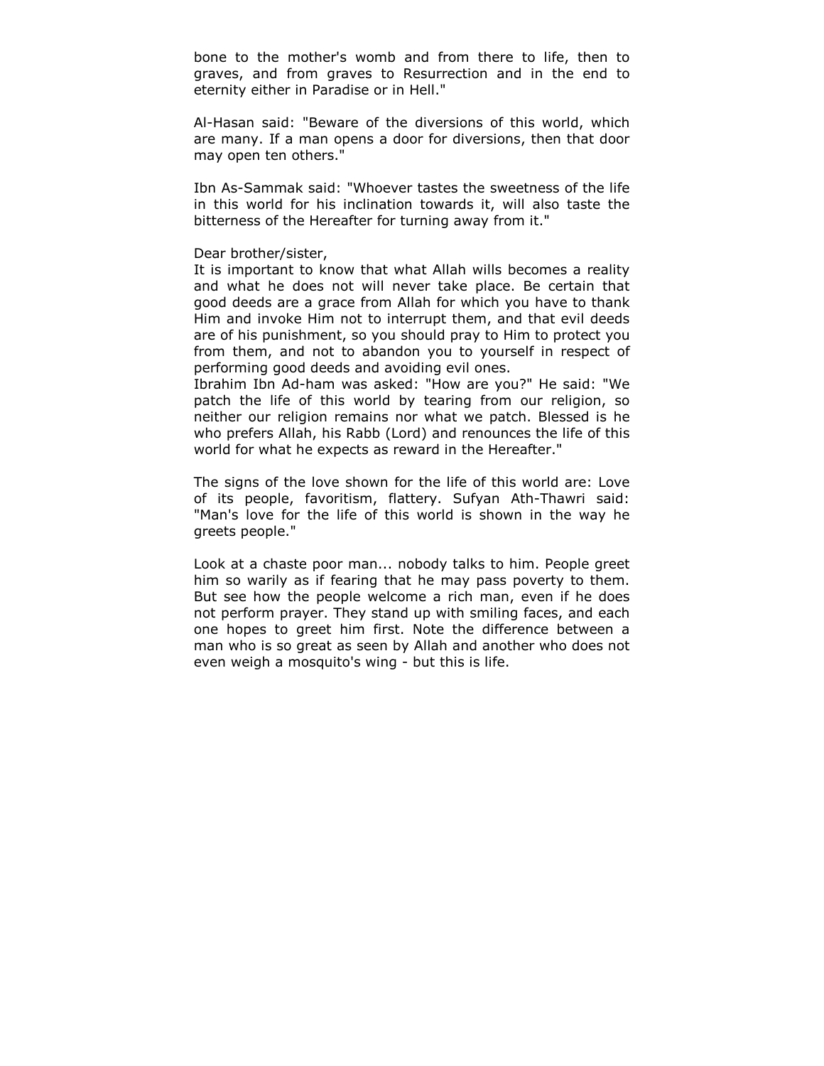bone to the mother's womb and from there to life, then to graves, and from graves to Resurrection and in the end to eternity either in Paradise or in Hell."

Al-Hasan said: "Beware of the diversions of this world, which are many. If a man opens a door for diversions, then that door may open ten others."

Ibn As-Sammak said: "Whoever tastes the sweetness of the life in this world for his inclination towards it, will also taste the bitterness of the Hereafter for turning away from it."

Dear brother/sister,
It is important to know that what Allah wills becomes a reality and what he does not will never take place. Be certain that good deeds are a grace from Allah for which you have to thank Him and invoke Him not to interrupt them, and that evil deeds are of his punishment, so you should pray to Him to protect you from them, and not to abandon you to yourself in respect of performing good deeds and avoiding evil ones.
Ibrahim Ibn Ad-ham was asked: "How are you?" He said: "We patch the life of this world by tearing from our religion, so neither our religion remains nor what we patch. Blessed is he who prefers Allah, his Rabb (Lord) and renounces the life of this world for what he expects as reward in the Hereafter."

The signs of the love shown for the life of this world are: Love of its people, favoritism, flattery. Sufyan Ath-Thawri said: "Man's love for the life of this world is shown in the way he greets people."

Look at a chaste poor man... nobody talks to him. People greet him so warily as if fearing that he may pass poverty to them. But see how the people welcome a rich man, even if he does not perform prayer. They stand up with smiling faces, and each one hopes to greet him first. Note the difference between a man who is so great as seen by Allah and another who does not even weigh a mosquito's wing - but this is life.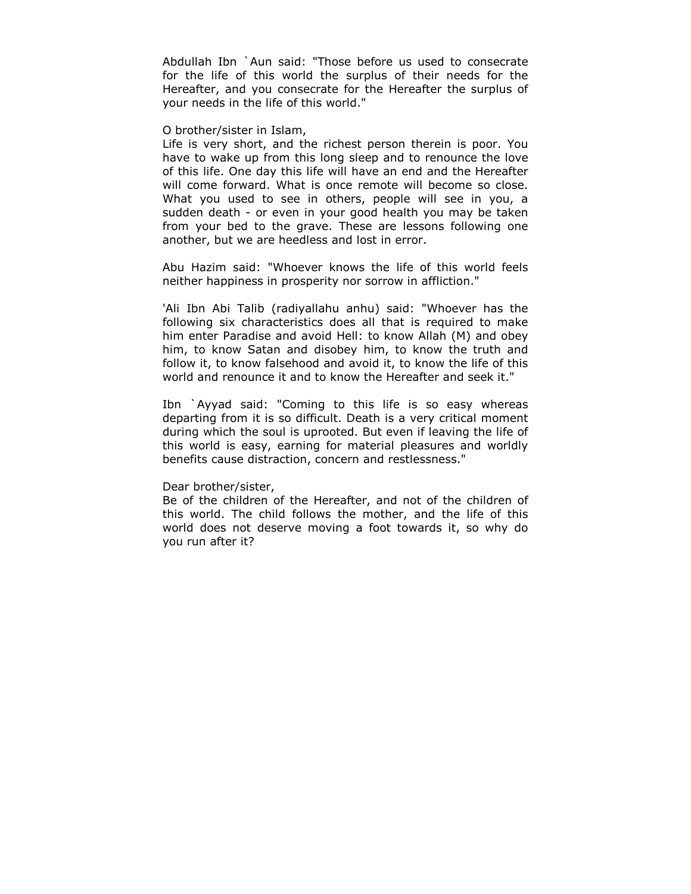Abdullah Ibn `Aun said: "Those before us used to consecrate for the life of this world the surplus of their needs for the Hereafter, and you consecrate for the Hereafter the surplus of your needs in the life of this world."

O brother/sister in Islam,
Life is very short, and the richest person therein is poor. You have to wake up from this long sleep and to renounce the love of this life. One day this life will have an end and the Hereafter will come forward. What is once remote will become so close. What you used to see in others, people will see in you, a sudden death - or even in your good health you may be taken from your bed to the grave. These are lessons following one another, but we are heedless and lost in error.

Abu Hazim said: "Whoever knows the life of this world feels neither happiness in prosperity nor sorrow in affliction."

'Ali Ibn Abi Talib (radiyallahu anhu) said: "Whoever has the following six characteristics does all that is required to make him enter Paradise and avoid Hell: to know Allah (M) and obey him, to know Satan and disobey him, to know the truth and follow it, to know falsehood and avoid it, to know the life of this world and renounce it and to know the Hereafter and seek it."

Ibn `Ayyad said: "Coming to this life is so easy whereas departing from it is so difficult. Death is a very critical moment during which the soul is uprooted. But even if leaving the life of this world is easy, earning for material pleasures and worldly benefits cause distraction, concern and restlessness."

Dear brother/sister,
Be of the children of the Hereafter, and not of the children of this world. The child follows the mother, and the life of this world does not deserve moving a foot towards it, so why do you run after it?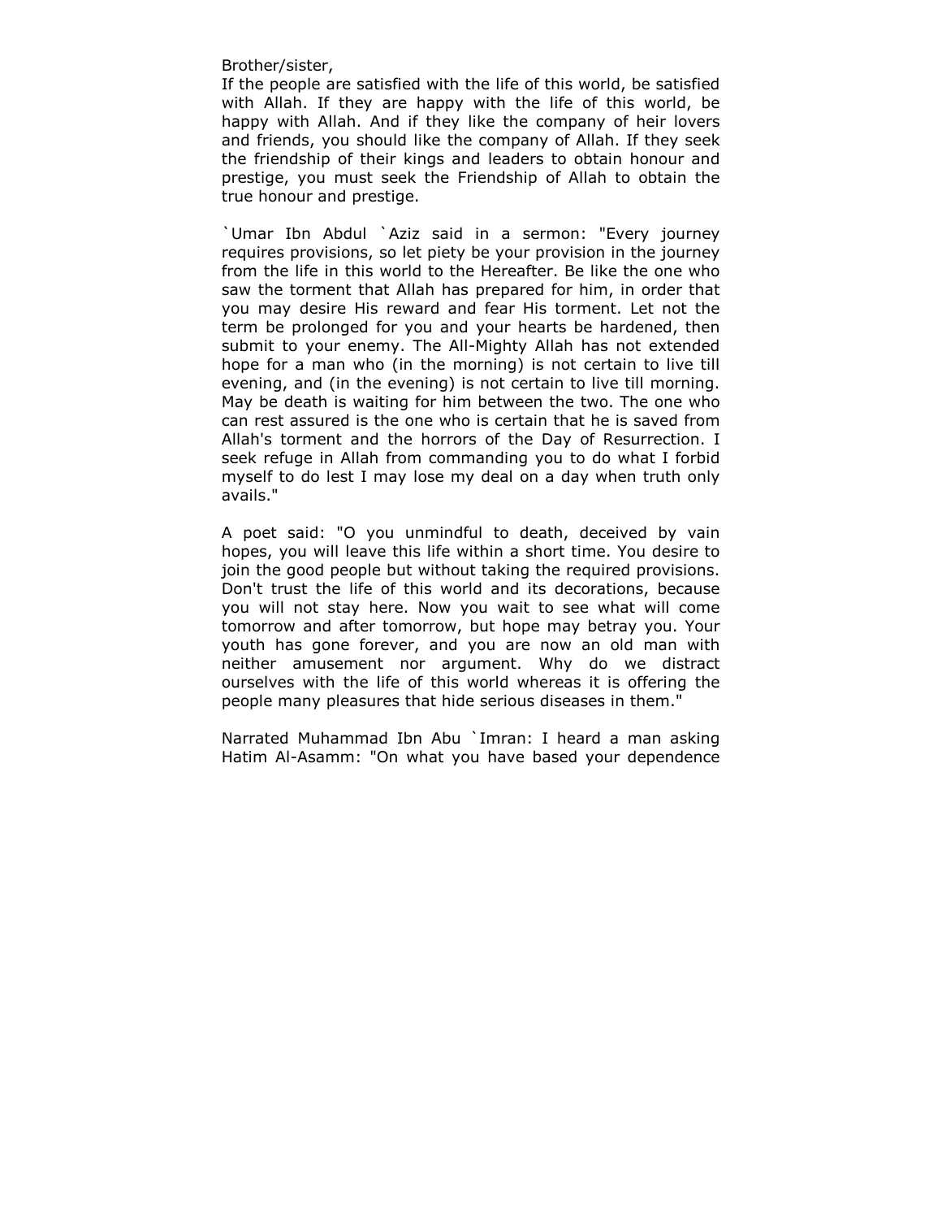Brother/sister,

If the people are satisfied with the life of this world, be satisfied with Allah. If they are happy with the life of this world, be happy with Allah. And if they like the company of heir lovers and friends, you should like the company of Allah. If they seek the friendship of their kings and leaders to obtain honour and prestige, you must seek the Friendship of Allah to obtain the true honour and prestige.

`Umar Ibn Abdul `Aziz said in a sermon: "Every journey requires provisions, so let piety be your provision in the journey from the life in this world to the Hereafter. Be like the one who saw the torment that Allah has prepared for him, in order that you may desire His reward and fear His torment. Let not the term be prolonged for you and your hearts be hardened, then submit to your enemy. The All-Mighty Allah has not extended hope for a man who (in the morning) is not certain to live till evening, and (in the evening) is not certain to live till morning. May be death is waiting for him between the two. The one who can rest assured is the one who is certain that he is saved from Allah's torment and the horrors of the Day of Resurrection. I seek refuge in Allah from commanding you to do what I forbid myself to do lest I may lose my deal on a day when truth only avails."

A poet said: "O you unmindful to death, deceived by vain hopes, you will leave this life within a short time. You desire to join the good people but without taking the required provisions. Don't trust the life of this world and its decorations, because you will not stay here. Now you wait to see what will come tomorrow and after tomorrow, but hope may betray you. Your youth has gone forever, and you are now an old man with neither amusement nor argument. Why do we distract ourselves with the life of this world whereas it is offering the people many pleasures that hide serious diseases in them."

Narrated Muhammad Ibn Abu `Imran: I heard a man asking Hatim Al-Asamm: "On what you have based your dependence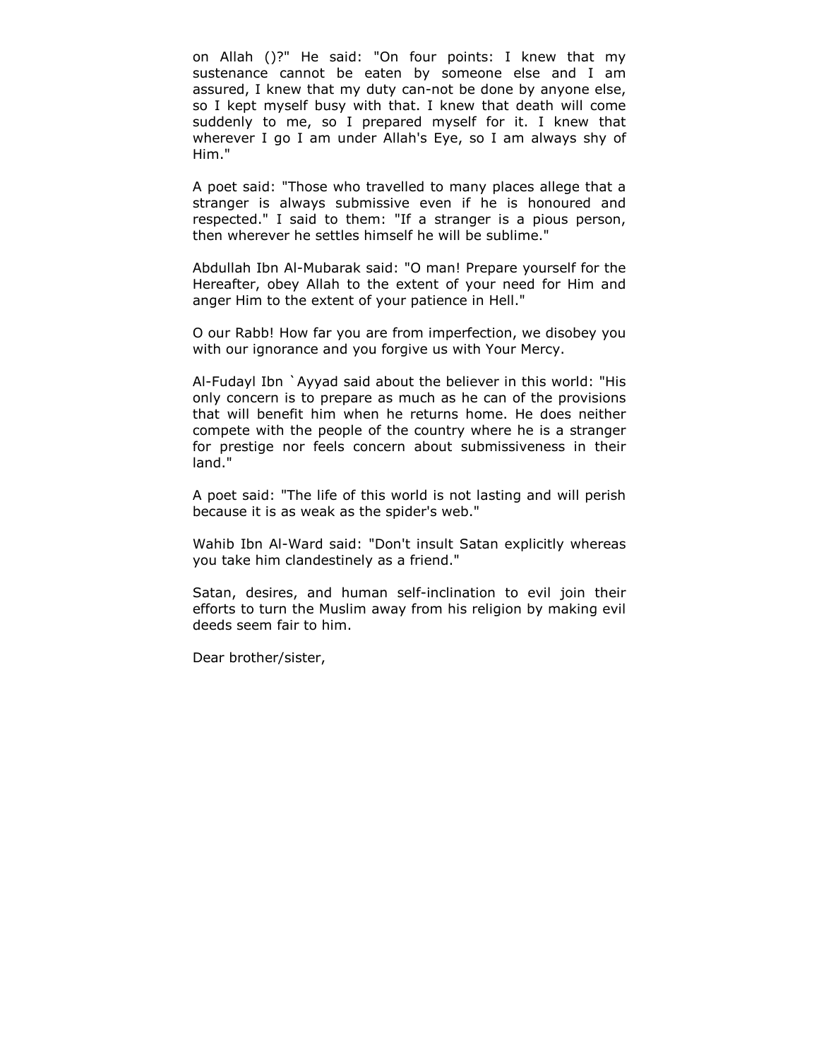on Allah ()?" He said: "On four points: I knew that my sustenance cannot be eaten by someone else and I am assured, I knew that my duty can-not be done by anyone else, so I kept myself busy with that. I knew that death will come suddenly to me, so I prepared myself for it. I knew that wherever I go I am under Allah's Eye, so I am always shy of Him."

A poet said: "Those who travelled to many places allege that a stranger is always submissive even if he is honoured and respected." I said to them: "If a stranger is a pious person, then wherever he settles himself he will be sublime."

Abdullah Ibn Al-Mubarak said: "O man! Prepare yourself for the Hereafter, obey Allah to the extent of your need for Him and anger Him to the extent of your patience in Hell."

O our Rabb! How far you are from imperfection, we disobey you with our ignorance and you forgive us with Your Mercy.

Al-Fudayl Ibn `Ayyad said about the believer in this world: "His only concern is to prepare as much as he can of the provisions that will benefit him when he returns home. He does neither compete with the people of the country where he is a stranger for prestige nor feels concern about submissiveness in their land."

A poet said: "The life of this world is not lasting and will perish because it is as weak as the spider's web."

Wahib Ibn Al-Ward said: "Don't insult Satan explicitly whereas you take him clandestinely as a friend."

Satan, desires, and human self-inclination to evil join their efforts to turn the Muslim away from his religion by making evil deeds seem fair to him.

Dear brother/sister,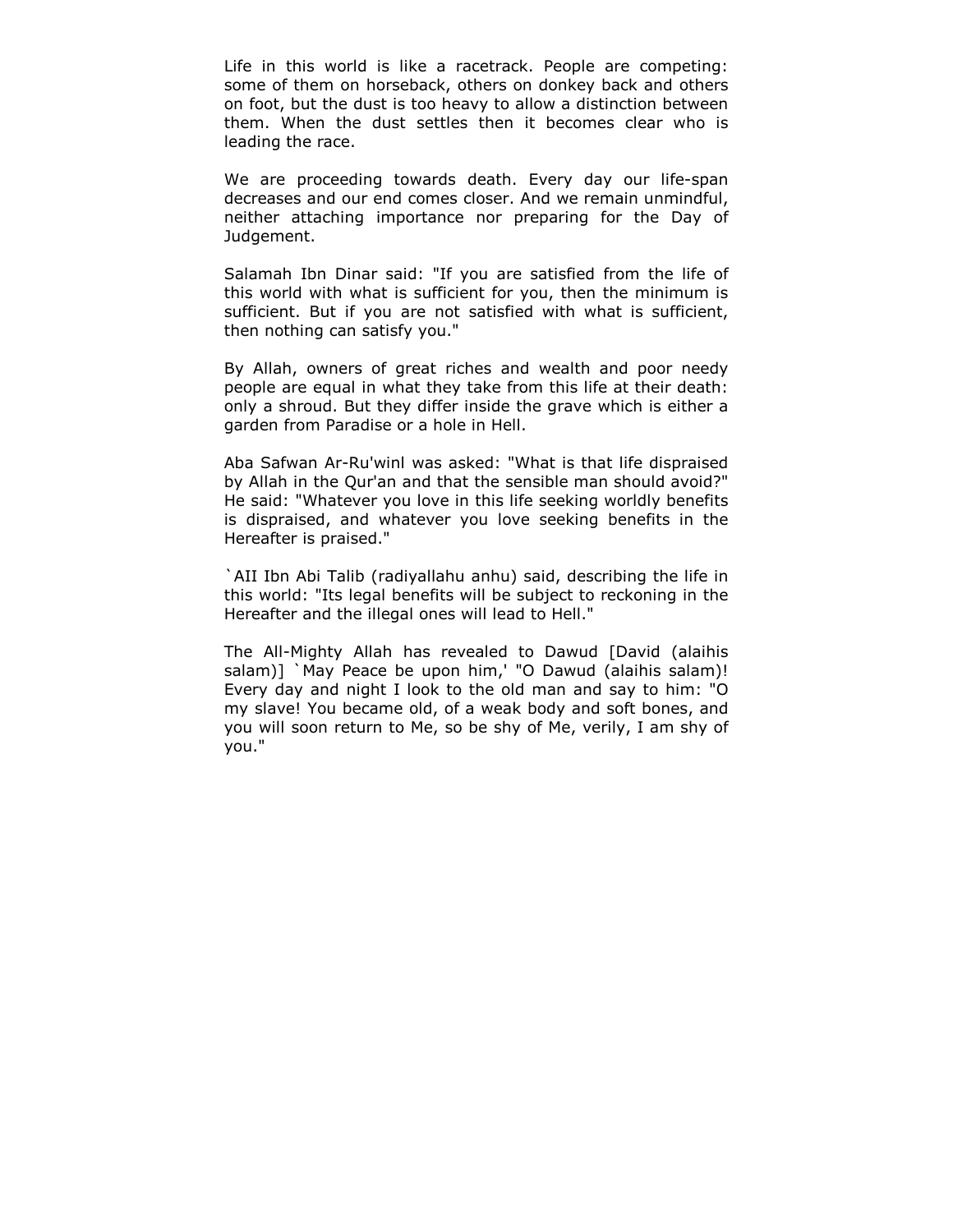Life in this world is like a racetrack. People are competing: some of them on horseback, others on donkey back and others on foot, but the dust is too heavy to allow a distinction between them. When the dust settles then it becomes clear who is leading the race.

We are proceeding towards death. Every day our life-span decreases and our end comes closer. And we remain unmindful, neither attaching importance nor preparing for the Day of Judgement.

Salamah Ibn Dinar said: "If you are satisfied from the life of this world with what is sufficient for you, then the minimum is sufficient. But if you are not satisfied with what is sufficient, then nothing can satisfy you."

By Allah, owners of great riches and wealth and poor needy people are equal in what they take from this life at their death: only a shroud. But they differ inside the grave which is either a garden from Paradise or a hole in Hell.

Aba Safwan Ar-Ru'winl was asked: "What is that life dispraised by Allah in the Qur'an and that the sensible man should avoid?" He said: "Whatever you love in this life seeking worldly benefits is dispraised, and whatever you love seeking benefits in the Hereafter is praised."

`AII Ibn Abi Talib (radiyallahu anhu) said, describing the life in this world: "Its legal benefits will be subject to reckoning in the Hereafter and the illegal ones will lead to Hell."

The All-Mighty Allah has revealed to Dawud [David (alaihis salam)] `May Peace be upon him,' "O Dawud (alaihis salam)! Every day and night I look to the old man and say to him: "O my slave! You became old, of a weak body and soft bones, and you will soon return to Me, so be shy of Me, verily, I am shy of you."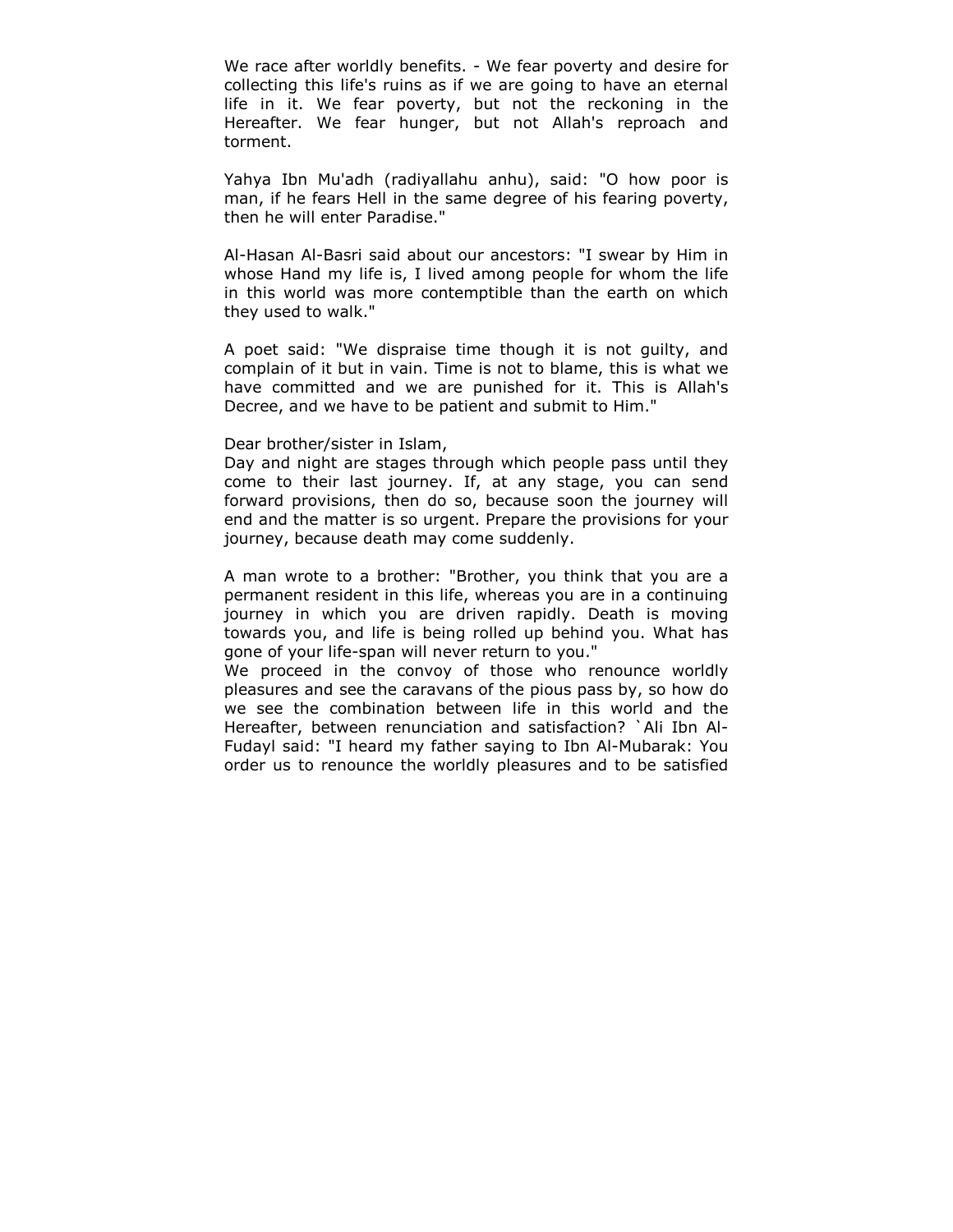We race after worldly benefits. - We fear poverty and desire for collecting this life's ruins as if we are going to have an eternal life in it. We fear poverty, but not the reckoning in the Hereafter. We fear hunger, but not Allah's reproach and torment.

Yahya Ibn Mu'adh (radiyallahu anhu), said: "O how poor is man, if he fears Hell in the same degree of his fearing poverty, then he will enter Paradise."

Al-Hasan Al-Basri said about our ancestors: "I swear by Him in whose Hand my life is, I lived among people for whom the life in this world was more contemptible than the earth on which they used to walk."

A poet said: "We dispraise time though it is not guilty, and complain of it but in vain. Time is not to blame, this is what we have committed and we are punished for it. This is Allah's Decree, and we have to be patient and submit to Him."

Dear brother/sister in Islam,
Day and night are stages through which people pass until they come to their last journey. If, at any stage, you can send forward provisions, then do so, because soon the journey will end and the matter is so urgent. Prepare the provisions for your journey, because death may come suddenly.

A man wrote to a brother: "Brother, you think that you are a permanent resident in this life, whereas you are in a continuing journey in which you are driven rapidly. Death is moving towards you, and life is being rolled up behind you. What has gone of your life-span will never return to you."
We proceed in the convoy of those who renounce worldly pleasures and see the caravans of the pious pass by, so how do we see the combination between life in this world and the Hereafter, between renunciation and satisfaction? `Ali Ibn Al-Fudayl said: "I heard my father saying to Ibn Al-Mubarak: You order us to renounce the worldly pleasures and to be satisfied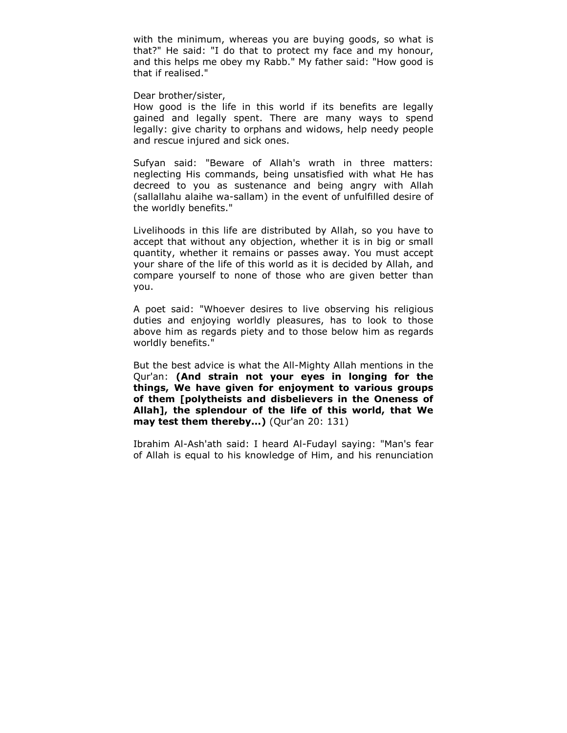with the minimum, whereas you are buying goods, so what is that?" He said: "I do that to protect my face and my honour, and this helps me obey my Rabb." My father said: "How good is that if realised."

Dear brother/sister,
How good is the life in this world if its benefits are legally gained and legally spent. There are many ways to spend legally: give charity to orphans and widows, help needy people and rescue injured and sick ones.

Sufyan said: "Beware of Allah's wrath in three matters: neglecting His commands, being unsatisfied with what He has decreed to you as sustenance and being angry with Allah (sallallahu alaihe wa-sallam) in the event of unfulfilled desire of the worldly benefits."

Livelihoods in this life are distributed by Allah, so you have to accept that without any objection, whether it is in big or small quantity, whether it remains or passes away. You must accept your share of the life of this world as it is decided by Allah, and compare yourself to none of those who are given better than you.

A poet said: "Whoever desires to live observing his religious duties and enjoying worldly pleasures, has to look to those above him as regards piety and to those below him as regards worldly benefits."

But the best advice is what the All-Mighty Allah mentions in the Qur'an: **(And strain not your eyes in longing for the things, We have given for enjoyment to various groups of them [polytheists and disbelievers in the Oneness of Allah], the splendour of the life of this world, that We may test them thereby...)** (Qur'an 20: 131)

Ibrahim Al-Ash'ath said: I heard Al-Fudayl saying: "Man's fear of Allah is equal to his knowledge of Him, and his renunciation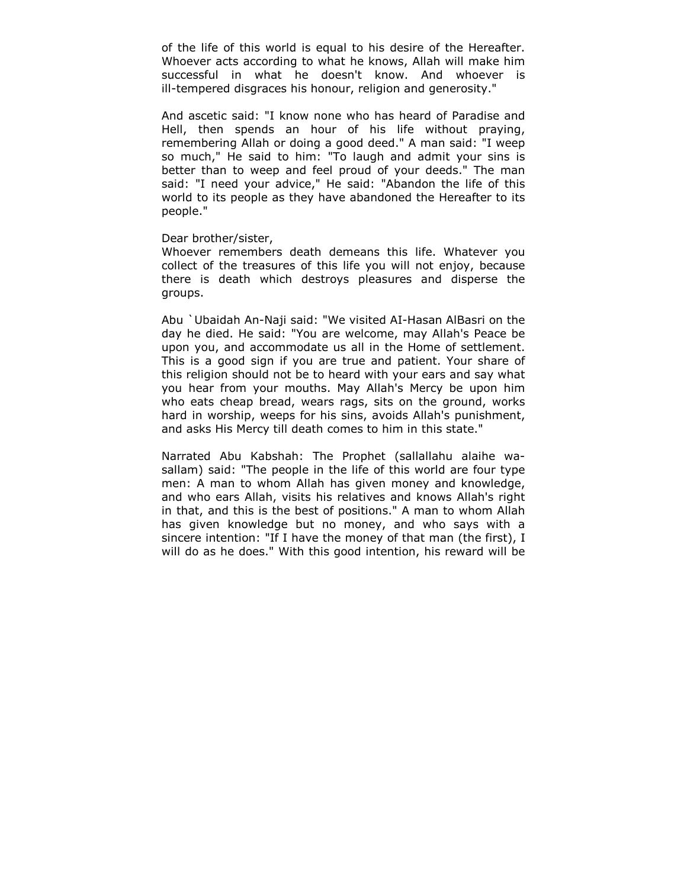of the life of this world is equal to his desire of the Hereafter. Whoever acts according to what he knows, Allah will make him successful in what he doesn't know. And whoever is ill-tempered disgraces his honour, religion and generosity."

And ascetic said: "I know none who has heard of Paradise and Hell, then spends an hour of his life without praying, remembering Allah or doing a good deed." A man said: "I weep so much," He said to him: "To laugh and admit your sins is better than to weep and feel proud of your deeds." The man said: "I need your advice," He said: "Abandon the life of this world to its people as they have abandoned the Hereafter to its people."

Dear brother/sister,
Whoever remembers death demeans this life. Whatever you collect of the treasures of this life you will not enjoy, because there is death which destroys pleasures and disperse the groups.

Abu `Ubaidah An-Naji said: "We visited AI-Hasan AlBasri on the day he died. He said: "You are welcome, may Allah's Peace be upon you, and accommodate us all in the Home of settlement. This is a good sign if you are true and patient. Your share of this religion should not be to heard with your ears and say what you hear from your mouths. May Allah's Mercy be upon him who eats cheap bread, wears rags, sits on the ground, works hard in worship, weeps for his sins, avoids Allah's punishment, and asks His Mercy till death comes to him in this state."

Narrated Abu Kabshah: The Prophet (sallallahu alaihe wa-sallam) said: "The people in the life of this world are four type men: A man to whom Allah has given money and knowledge, and who ears Allah, visits his relatives and knows Allah's right in that, and this is the best of positions." A man to whom Allah has given knowledge but no money, and who says with a sincere intention: "If I have the money of that man (the first), I will do as he does." With this good intention, his reward will be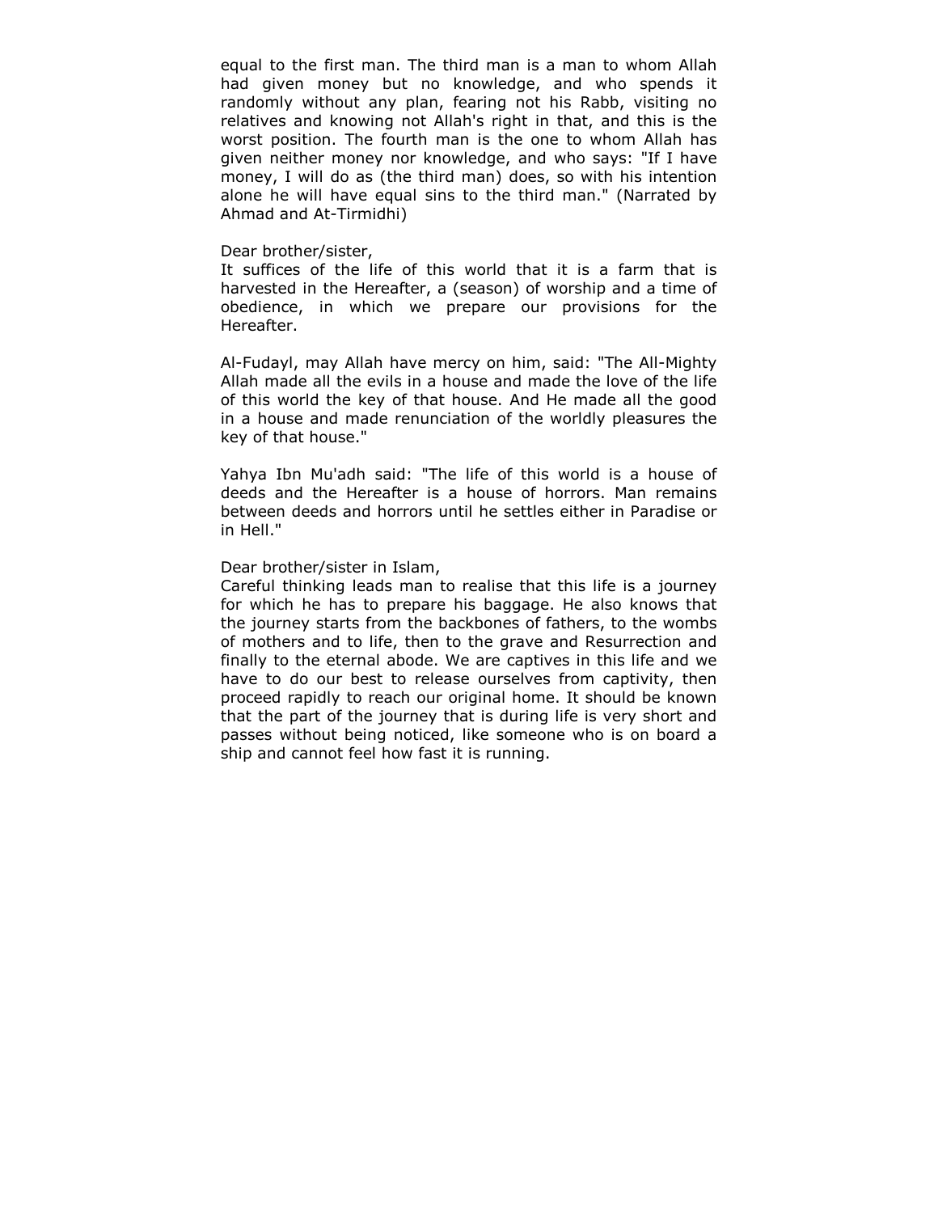equal to the first man. The third man is a man to whom Allah had given money but no knowledge, and who spends it randomly without any plan, fearing not his Rabb, visiting no relatives and knowing not Allah's right in that, and this is the worst position. The fourth man is the one to whom Allah has given neither money nor knowledge, and who says: "If I have money, I will do as (the third man) does, so with his intention alone he will have equal sins to the third man." (Narrated by Ahmad and At-Tirmidhi)

Dear brother/sister,
It suffices of the life of this world that it is a farm that is harvested in the Hereafter, a (season) of worship and a time of obedience, in which we prepare our provisions for the Hereafter.

Al-Fudayl, may Allah have mercy on him, said: "The All-Mighty Allah made all the evils in a house and made the love of the life of this world the key of that house. And He made all the good in a house and made renunciation of the worldly pleasures the key of that house."

Yahya Ibn Mu'adh said: "The life of this world is a house of deeds and the Hereafter is a house of horrors. Man remains between deeds and horrors until he settles either in Paradise or in Hell."

Dear brother/sister in Islam,
Careful thinking leads man to realise that this life is a journey for which he has to prepare his baggage. He also knows that the journey starts from the backbones of fathers, to the wombs of mothers and to life, then to the grave and Resurrection and finally to the eternal abode. We are captives in this life and we have to do our best to release ourselves from captivity, then proceed rapidly to reach our original home. It should be known that the part of the journey that is during life is very short and passes without being noticed, like someone who is on board a ship and cannot feel how fast it is running.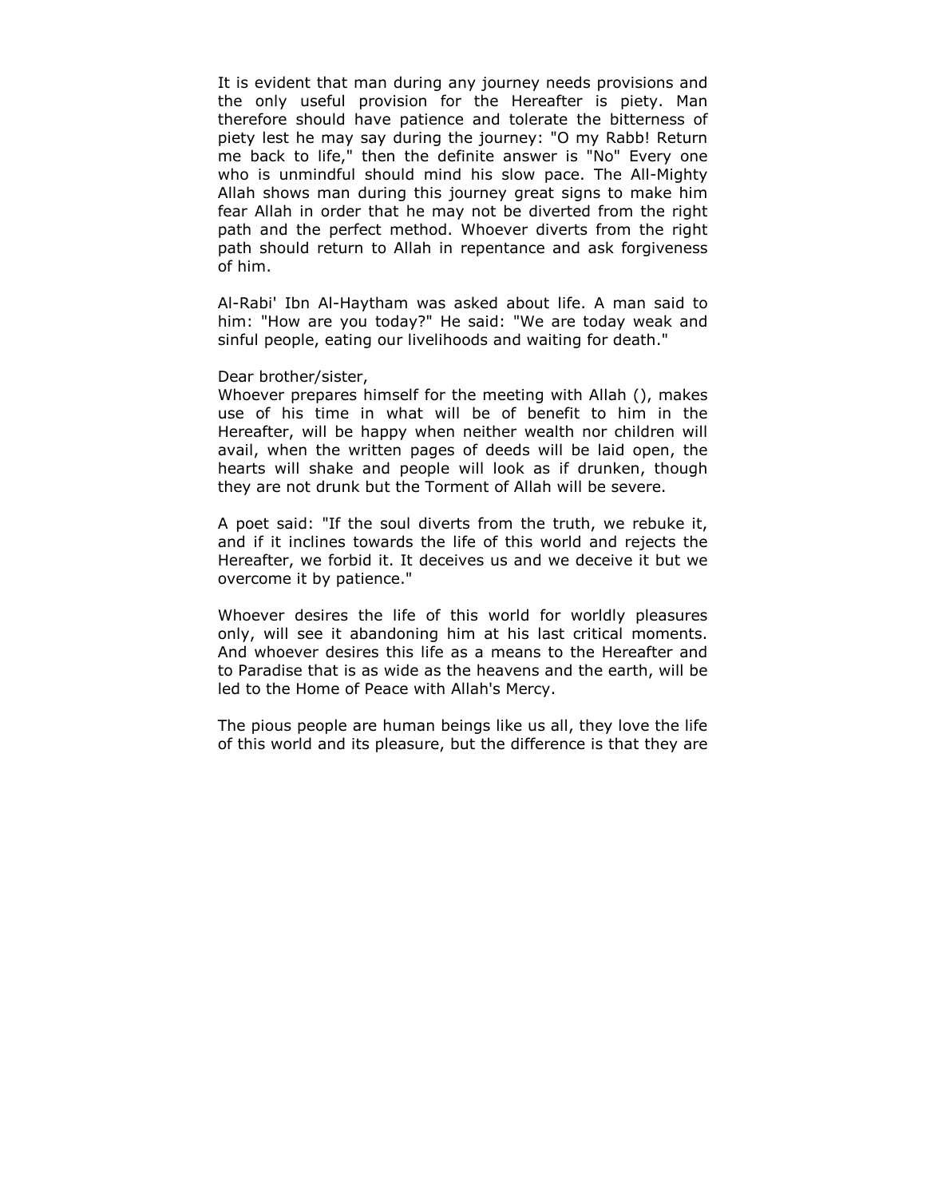It is evident that man during any journey needs provisions and the only useful provision for the Hereafter is piety. Man therefore should have patience and tolerate the bitterness of piety lest he may say during the journey: "O my Rabb! Return me back to life," then the definite answer is "No" Every one who is unmindful should mind his slow pace. The All-Mighty Allah shows man during this journey great signs to make him fear Allah in order that he may not be diverted from the right path and the perfect method. Whoever diverts from the right path should return to Allah in repentance and ask forgiveness of him.

Al-Rabi' Ibn Al-Haytham was asked about life. A man said to him: "How are you today?" He said: "We are today weak and sinful people, eating our livelihoods and waiting for death."

Dear brother/sister,
Whoever prepares himself for the meeting with Allah (), makes use of his time in what will be of benefit to him in the Hereafter, will be happy when neither wealth nor children will avail, when the written pages of deeds will be laid open, the hearts will shake and people will look as if drunken, though they are not drunk but the Torment of Allah will be severe.

A poet said: "If the soul diverts from the truth, we rebuke it, and if it inclines towards the life of this world and rejects the Hereafter, we forbid it. It deceives us and we deceive it but we overcome it by patience."

Whoever desires the life of this world for worldly pleasures only, will see it abandoning him at his last critical moments. And whoever desires this life as a means to the Hereafter and to Paradise that is as wide as the heavens and the earth, will be led to the Home of Peace with Allah's Mercy.

The pious people are human beings like us all, they love the life of this world and its pleasure, but the difference is that they are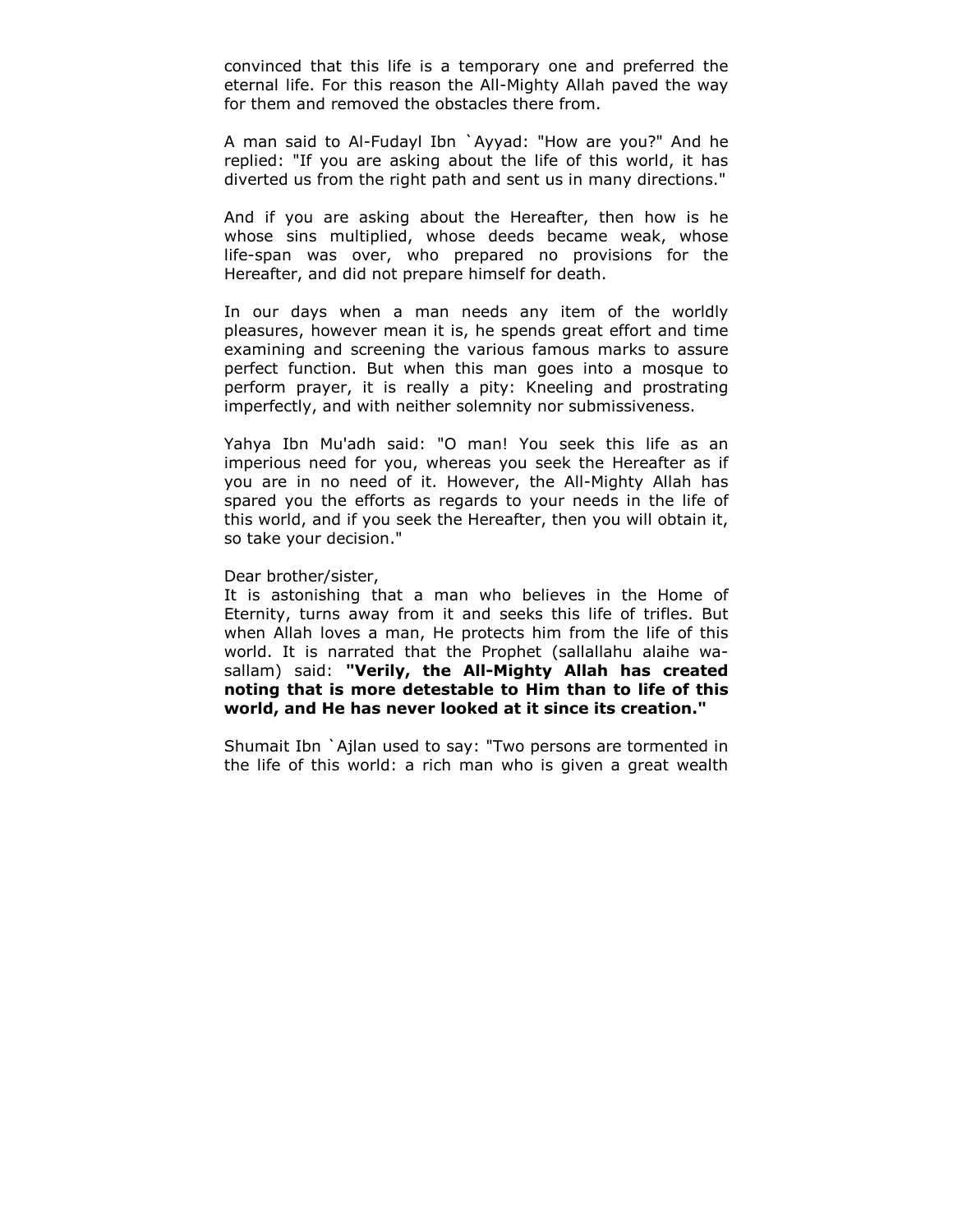convinced that this life is a temporary one and preferred the eternal life. For this reason the All-Mighty Allah paved the way for them and removed the obstacles there from.

A man said to Al-Fudayl Ibn `Ayyad: "How are you?" And he replied: "If you are asking about the life of this world, it has diverted us from the right path and sent us in many directions."

And if you are asking about the Hereafter, then how is he whose sins multiplied, whose deeds became weak, whose life-span was over, who prepared no provisions for the Hereafter, and did not prepare himself for death.

In our days when a man needs any item of the worldly pleasures, however mean it is, he spends great effort and time examining and screening the various famous marks to assure perfect function. But when this man goes into a mosque to perform prayer, it is really a pity: Kneeling and prostrating imperfectly, and with neither solemnity nor submissiveness.

Yahya Ibn Mu'adh said: "O man! You seek this life as an imperious need for you, whereas you seek the Hereafter as if you are in no need of it. However, the All-Mighty Allah has spared you the efforts as regards to your needs in the life of this world, and if you seek the Hereafter, then you will obtain it, so take your decision."

Dear brother/sister,
It is astonishing that a man who believes in the Home of Eternity, turns away from it and seeks this life of trifles. But when Allah loves a man, He protects him from the life of this world. It is narrated that the Prophet (sallallahu alaihe wa-sallam) said: **"Verily, the All-Mighty Allah has created noting that is more detestable to Him than to life of this world, and He has never looked at it since its creation."**

Shumait Ibn `Ajlan used to say: "Two persons are tormented in the life of this world: a rich man who is given a great wealth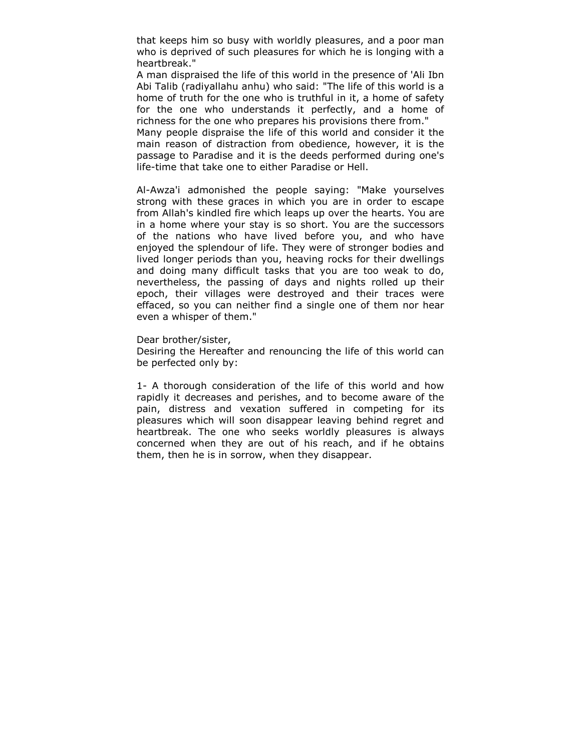that keeps him so busy with worldly pleasures, and a poor man who is deprived of such pleasures for which he is longing with a heartbreak."

A man dispraised the life of this world in the presence of 'Ali Ibn Abi Talib (radiyallahu anhu) who said: "The life of this world is a home of truth for the one who is truthful in it, a home of safety for the one who understands it perfectly, and a home of richness for the one who prepares his provisions there from."

Many people dispraise the life of this world and consider it the main reason of distraction from obedience, however, it is the passage to Paradise and it is the deeds performed during one's life-time that take one to either Paradise or Hell.

Al-Awza'i admonished the people saying: "Make yourselves strong with these graces in which you are in order to escape from Allah's kindled fire which leaps up over the hearts. You are in a home where your stay is so short. You are the successors of the nations who have lived before you, and who have enjoyed the splendour of life. They were of stronger bodies and lived longer periods than you, heaving rocks for their dwellings and doing many difficult tasks that you are too weak to do, nevertheless, the passing of days and nights rolled up their epoch, their villages were destroyed and their traces were effaced, so you can neither find a single one of them nor hear even a whisper of them."

Dear brother/sister,
Desiring the Hereafter and renouncing the life of this world can be perfected only by:

1- A thorough consideration of the life of this world and how rapidly it decreases and perishes, and to become aware of the pain, distress and vexation suffered in competing for its pleasures which will soon disappear leaving behind regret and heartbreak. The one who seeks worldly pleasures is always concerned when they are out of his reach, and if he obtains them, then he is in sorrow, when they disappear.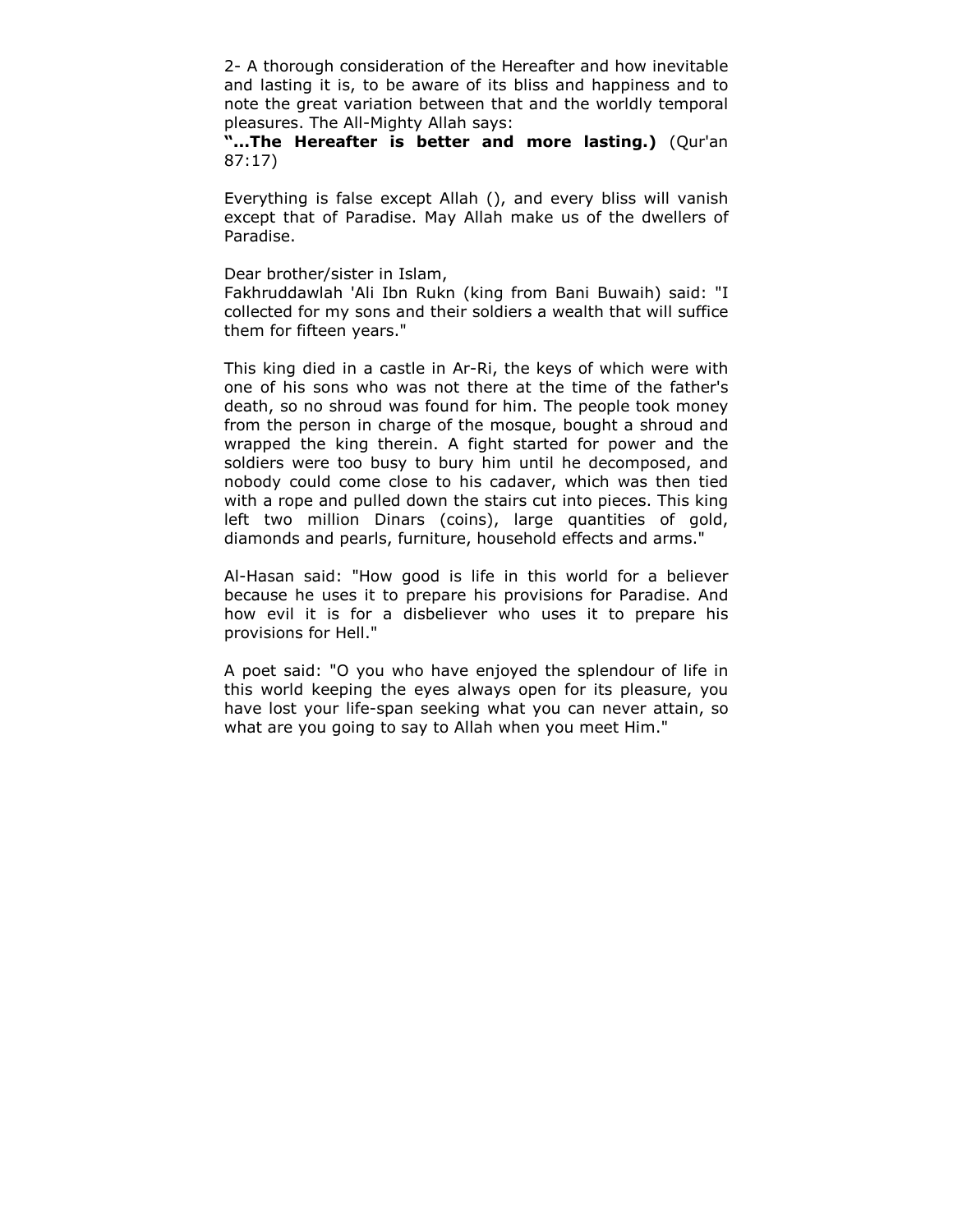2- A thorough consideration of the Hereafter and how inevitable and lasting it is, to be aware of its bliss and happiness and to note the great variation between that and the worldly temporal pleasures. The All-Mighty Allah says:

**"...The Hereafter is better and more lasting.)** (Qur'an 87:17)

Everything is false except Allah (), and every bliss will vanish except that of Paradise. May Allah make us of the dwellers of Paradise.

Dear brother/sister in Islam,
Fakhruddawlah 'Ali Ibn Rukn (king from Bani Buwaih) said: "I collected for my sons and their soldiers a wealth that will suffice them for fifteen years."

This king died in a castle in Ar-Ri, the keys of which were with one of his sons who was not there at the time of the father's death, so no shroud was found for him. The people took money from the person in charge of the mosque, bought a shroud and wrapped the king therein. A fight started for power and the soldiers were too busy to bury him until he decomposed, and nobody could come close to his cadaver, which was then tied with a rope and pulled down the stairs cut into pieces. This king left two million Dinars (coins), large quantities of gold, diamonds and pearls, furniture, household effects and arms."

Al-Hasan said: "How good is life in this world for a believer because he uses it to prepare his provisions for Paradise. And how evil it is for a disbeliever who uses it to prepare his provisions for Hell."

A poet said: "O you who have enjoyed the splendour of life in this world keeping the eyes always open for its pleasure, you have lost your life-span seeking what you can never attain, so what are you going to say to Allah when you meet Him."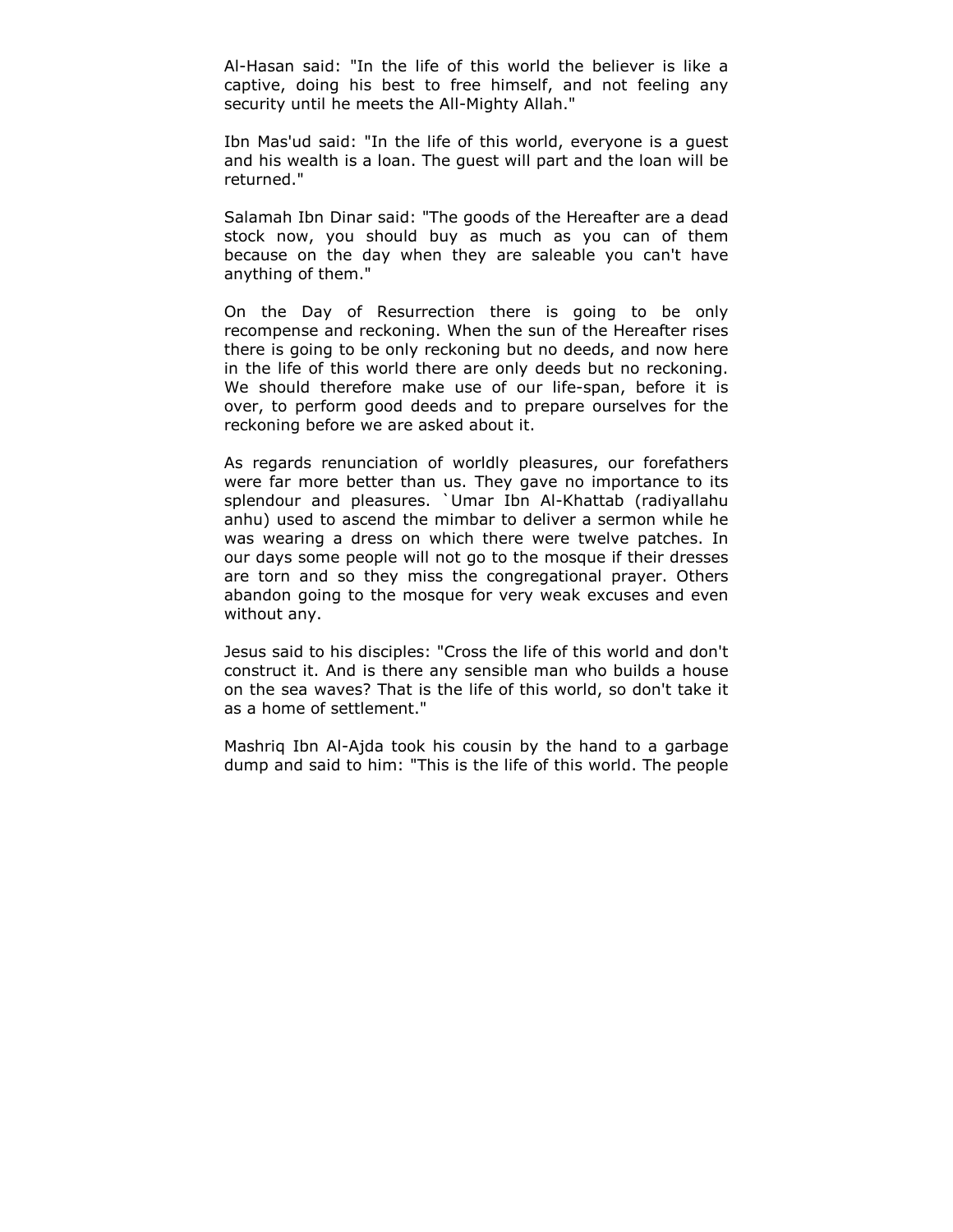Al-Hasan said: "In the life of this world the believer is like a captive, doing his best to free himself, and not feeling any security until he meets the All-Mighty Allah."

Ibn Mas'ud said: "In the life of this world, everyone is a guest and his wealth is a loan. The guest will part and the loan will be returned."

Salamah Ibn Dinar said: "The goods of the Hereafter are a dead stock now, you should buy as much as you can of them because on the day when they are saleable you can't have anything of them."

On the Day of Resurrection there is going to be only recompense and reckoning. When the sun of the Hereafter rises there is going to be only reckoning but no deeds, and now here in the life of this world there are only deeds but no reckoning. We should therefore make use of our life-span, before it is over, to perform good deeds and to prepare ourselves for the reckoning before we are asked about it.

As regards renunciation of worldly pleasures, our forefathers were far more better than us. They gave no importance to its splendour and pleasures. `Umar Ibn Al-Khattab (radiyallahu anhu) used to ascend the mimbar to deliver a sermon while he was wearing a dress on which there were twelve patches. In our days some people will not go to the mosque if their dresses are torn and so they miss the congregational prayer. Others abandon going to the mosque for very weak excuses and even without any.

Jesus said to his disciples: "Cross the life of this world and don't construct it. And is there any sensible man who builds a house on the sea waves? That is the life of this world, so don't take it as a home of settlement."

Mashriq Ibn Al-Ajda took his cousin by the hand to a garbage dump and said to him: "This is the life of this world. The people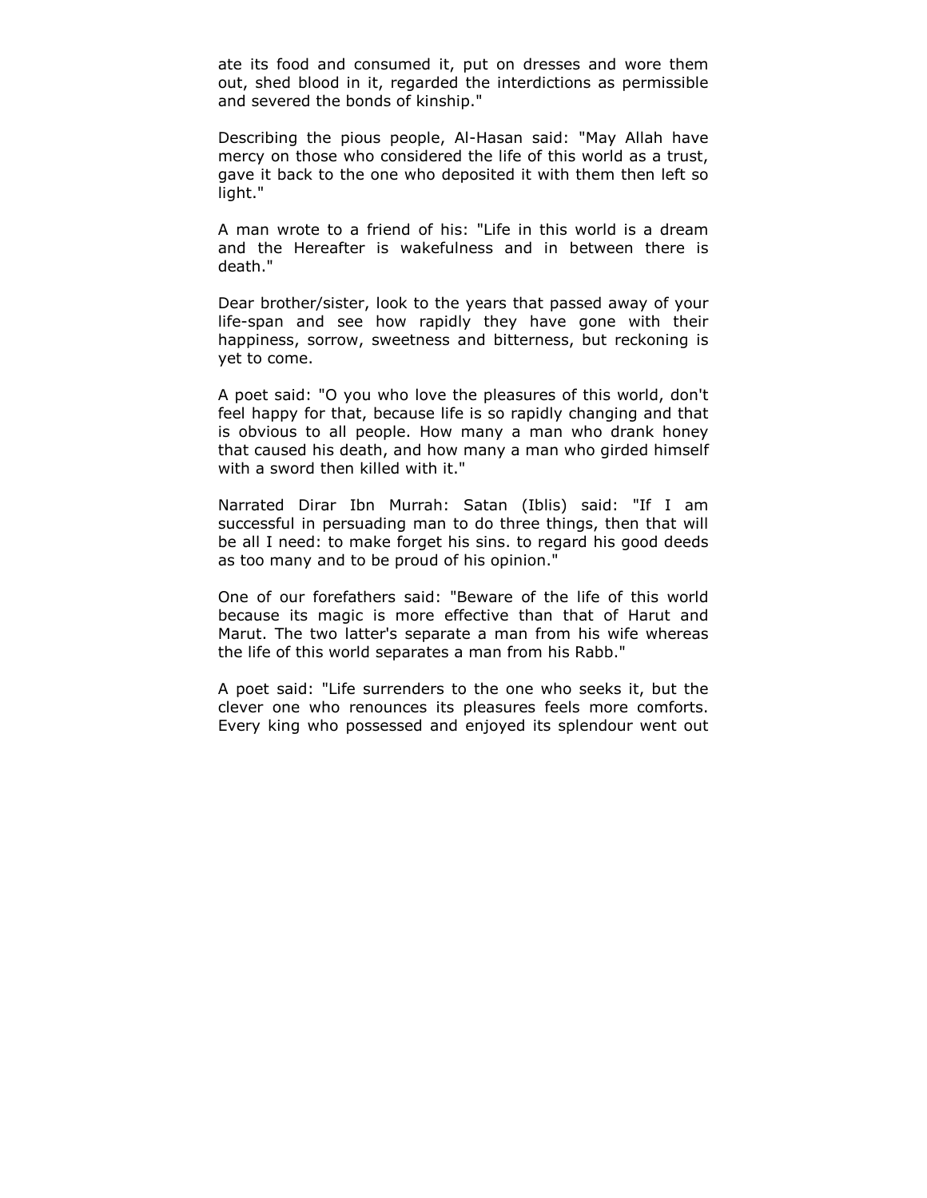ate its food and consumed it, put on dresses and wore them out, shed blood in it, regarded the interdictions as permissible and severed the bonds of kinship."

Describing the pious people, Al-Hasan said: "May Allah have mercy on those who considered the life of this world as a trust, gave it back to the one who deposited it with them then left so light."

A man wrote to a friend of his: "Life in this world is a dream and the Hereafter is wakefulness and in between there is death."

Dear brother/sister, look to the years that passed away of your life-span and see how rapidly they have gone with their happiness, sorrow, sweetness and bitterness, but reckoning is yet to come.

A poet said: "O you who love the pleasures of this world, don't feel happy for that, because life is so rapidly changing and that is obvious to all people. How many a man who drank honey that caused his death, and how many a man who girded himself with a sword then killed with it."

Narrated Dirar Ibn Murrah: Satan (Iblis) said: "If I am successful in persuading man to do three things, then that will be all I need: to make forget his sins. to regard his good deeds as too many and to be proud of his opinion."

One of our forefathers said: "Beware of the life of this world because its magic is more effective than that of Harut and Marut. The two latter's separate a man from his wife whereas the life of this world separates a man from his Rabb."

A poet said: "Life surrenders to the one who seeks it, but the clever one who renounces its pleasures feels more comforts. Every king who possessed and enjoyed its splendour went out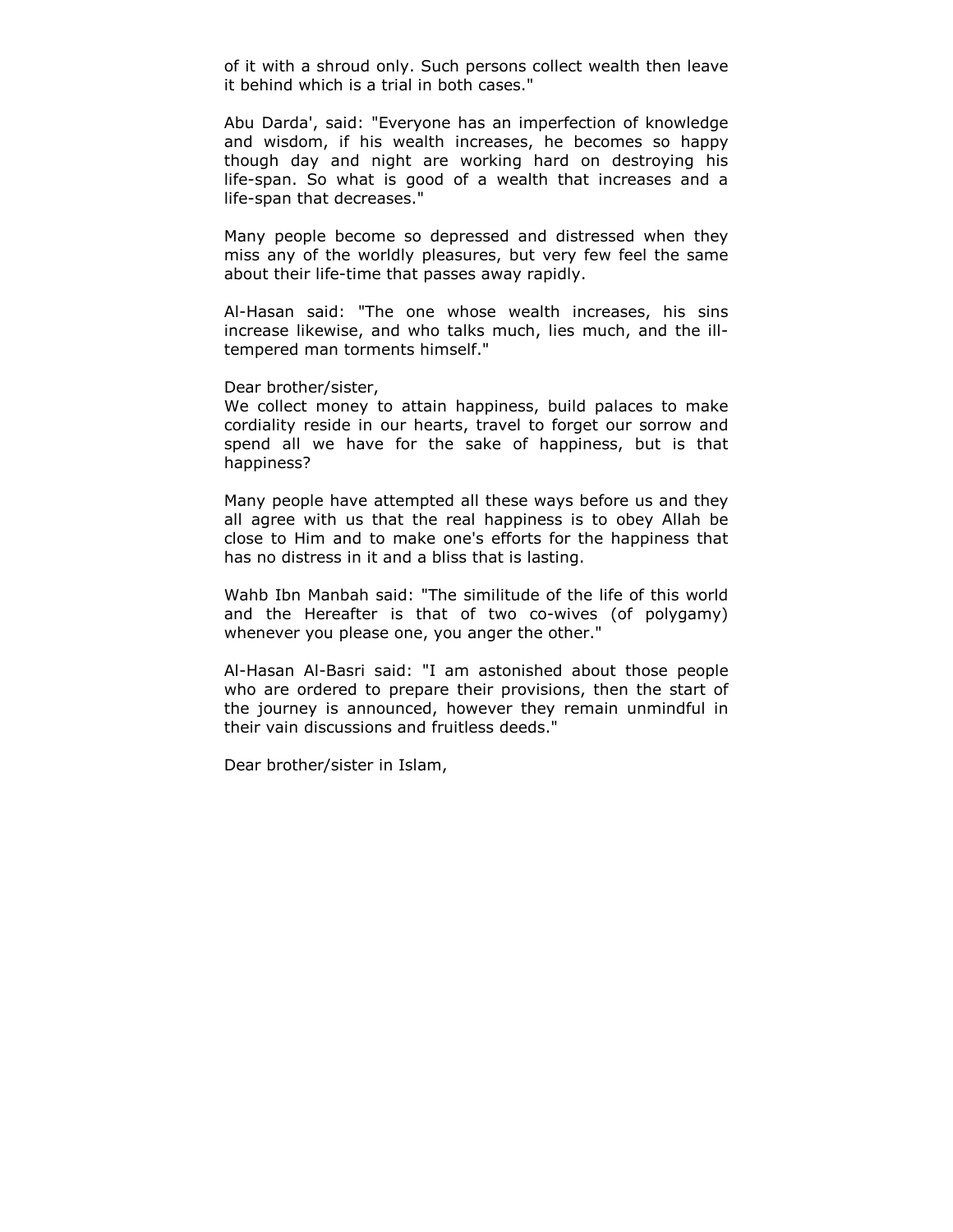of it with a shroud only. Such persons collect wealth then leave it behind which is a trial in both cases."

Abu Darda', said: "Everyone has an imperfection of knowledge and wisdom, if his wealth increases, he becomes so happy though day and night are working hard on destroying his life-span. So what is good of a wealth that increases and a life-span that decreases."

Many people become so depressed and distressed when they miss any of the worldly pleasures, but very few feel the same about their life-time that passes away rapidly.

Al-Hasan said: "The one whose wealth increases, his sins increase likewise, and who talks much, lies much, and the ill-tempered man torments himself."

Dear brother/sister,
We collect money to attain happiness, build palaces to make cordiality reside in our hearts, travel to forget our sorrow and spend all we have for the sake of happiness, but is that happiness?

Many people have attempted all these ways before us and they all agree with us that the real happiness is to obey Allah be close to Him and to make one's efforts for the happiness that has no distress in it and a bliss that is lasting.

Wahb Ibn Manbah said: "The similitude of the life of this world and the Hereafter is that of two co-wives (of polygamy) whenever you please one, you anger the other."

Al-Hasan Al-Basri said: "I am astonished about those people who are ordered to prepare their provisions, then the start of the journey is announced, however they remain unmindful in their vain discussions and fruitless deeds."

Dear brother/sister in Islam,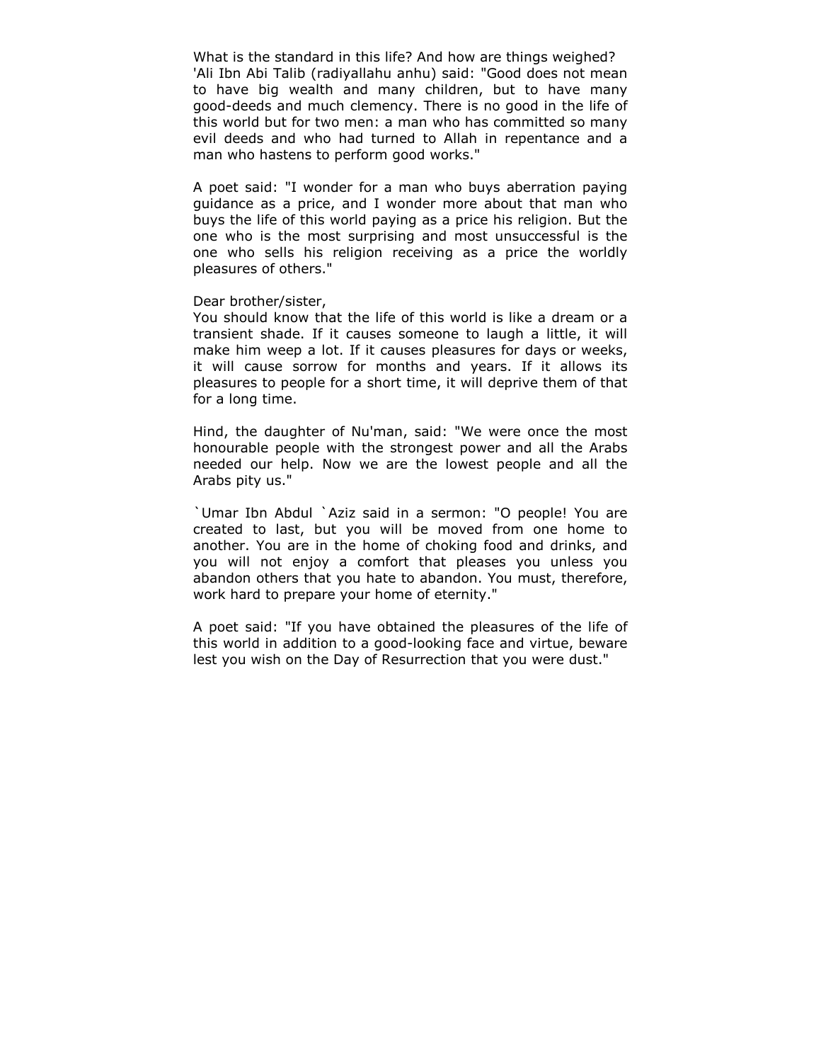What is the standard in this life? And how are things weighed?
'Ali Ibn Abi Talib (radiyallahu anhu) said: "Good does not mean to have big wealth and many children, but to have many good-deeds and much clemency. There is no good in the life of this world but for two men: a man who has committed so many evil deeds and who had turned to Allah in repentance and a man who hastens to perform good works."

A poet said: "I wonder for a man who buys aberration paying guidance as a price, and I wonder more about that man who buys the life of this world paying as a price his religion. But the one who is the most surprising and most unsuccessful is the one who sells his religion receiving as a price the worldly pleasures of others."

Dear brother/sister,
You should know that the life of this world is like a dream or a transient shade. If it causes someone to laugh a little, it will make him weep a lot. If it causes pleasures for days or weeks, it will cause sorrow for months and years. If it allows its pleasures to people for a short time, it will deprive them of that for a long time.

Hind, the daughter of Nu'man, said: "We were once the most honourable people with the strongest power and all the Arabs needed our help. Now we are the lowest people and all the Arabs pity us."

`Umar Ibn Abdul `Aziz said in a sermon: "O people! You are created to last, but you will be moved from one home to another. You are in the home of choking food and drinks, and you will not enjoy a comfort that pleases you unless you abandon others that you hate to abandon. You must, therefore, work hard to prepare your home of eternity."

A poet said: "If you have obtained the pleasures of the life of this world in addition to a good-looking face and virtue, beware lest you wish on the Day of Resurrection that you were dust."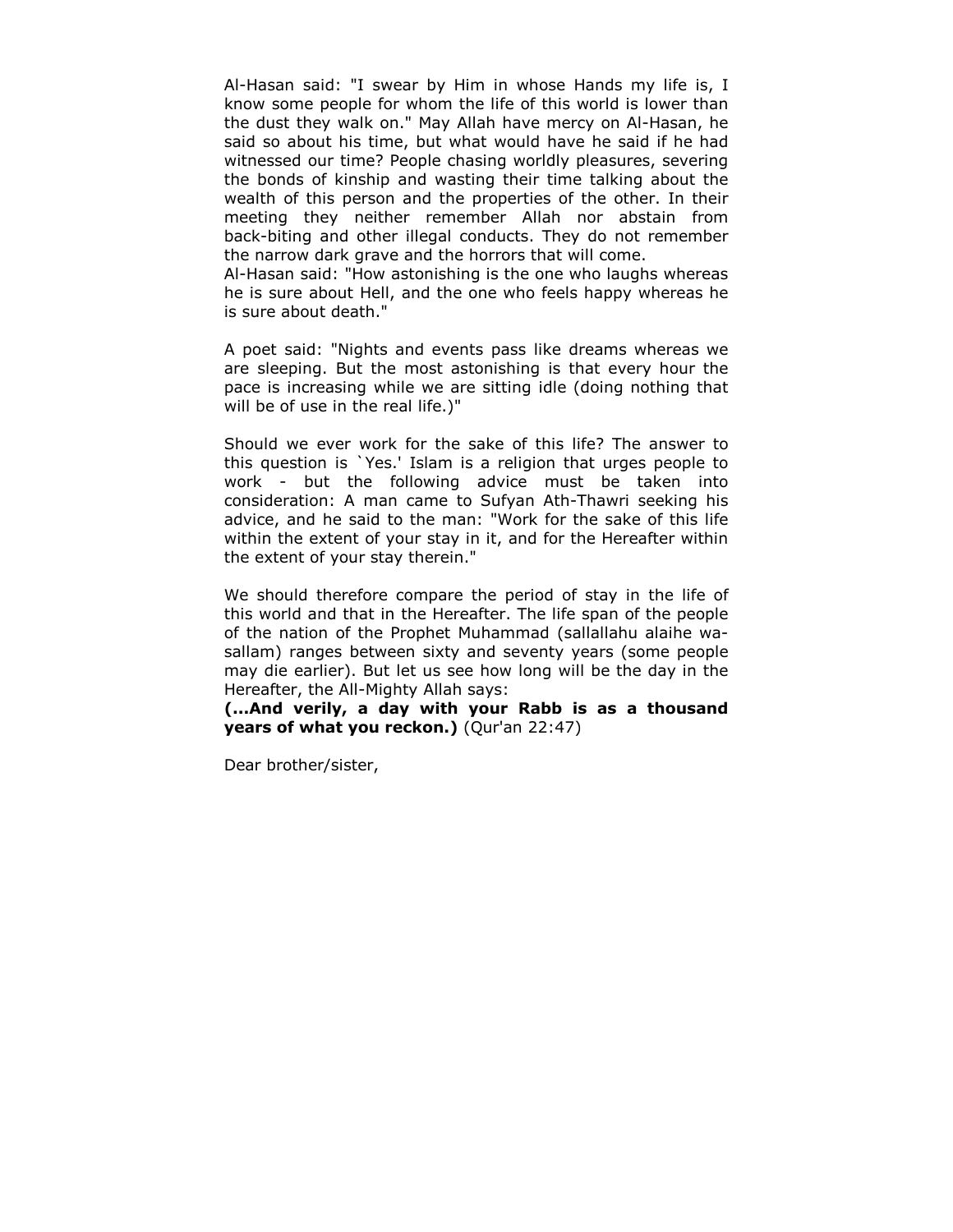Al-Hasan said: "I swear by Him in whose Hands my life is, I know some people for whom the life of this world is lower than the dust they walk on." May Allah have mercy on Al-Hasan, he said so about his time, but what would have he said if he had witnessed our time? People chasing worldly pleasures, severing the bonds of kinship and wasting their time talking about the wealth of this person and the properties of the other. In their meeting they neither remember Allah nor abstain from back-biting and other illegal conducts. They do not remember the narrow dark grave and the horrors that will come.
Al-Hasan said: "How astonishing is the one who laughs whereas he is sure about Hell, and the one who feels happy whereas he is sure about death."

A poet said: "Nights and events pass like dreams whereas we are sleeping. But the most astonishing is that every hour the pace is increasing while we are sitting idle (doing nothing that will be of use in the real life.)"

Should we ever work for the sake of this life? The answer to this question is `Yes.' Islam is a religion that urges people to work - but the following advice must be taken into consideration: A man came to Sufyan Ath-Thawri seeking his advice, and he said to the man: "Work for the sake of this life within the extent of your stay in it, and for the Hereafter within the extent of your stay therein."

We should therefore compare the period of stay in the life of this world and that in the Hereafter. The life span of the people of the nation of the Prophet Muhammad (sallallahu alaihe wa-sallam) ranges between sixty and seventy years (some people may die earlier). But let us see how long will be the day in the Hereafter, the All-Mighty Allah says:
**(...And verily, a day with your Rabb is as a thousand years of what you reckon.)** (Qur'an 22:47)

Dear brother/sister,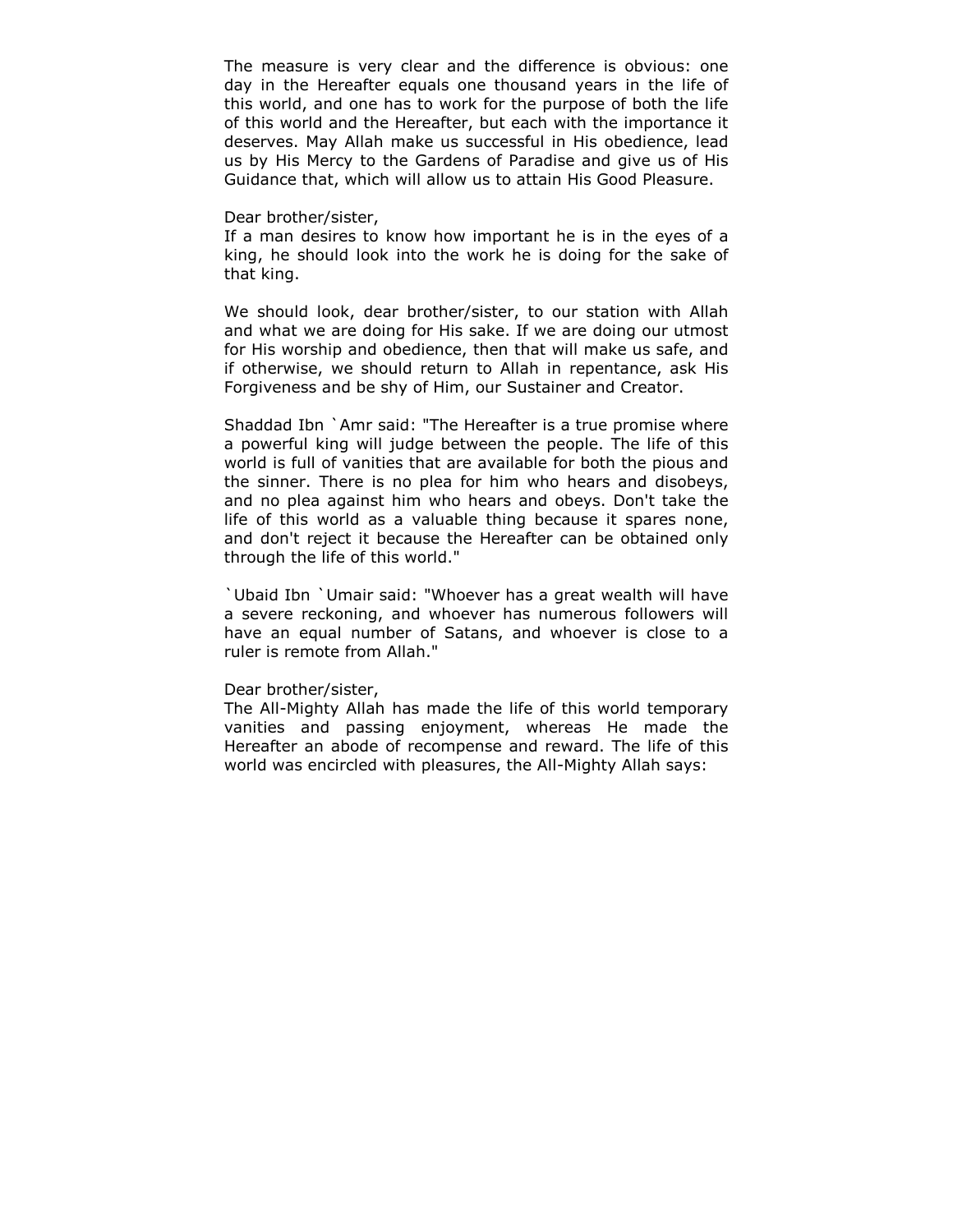The measure is very clear and the difference is obvious: one day in the Hereafter equals one thousand years in the life of this world, and one has to work for the purpose of both the life of this world and the Hereafter, but each with the importance it deserves. May Allah make us successful in His obedience, lead us by His Mercy to the Gardens of Paradise and give us of His Guidance that, which will allow us to attain His Good Pleasure.

Dear brother/sister,
If a man desires to know how important he is in the eyes of a king, he should look into the work he is doing for the sake of that king.

We should look, dear brother/sister, to our station with Allah and what we are doing for His sake. If we are doing our utmost for His worship and obedience, then that will make us safe, and if otherwise, we should return to Allah in repentance, ask His Forgiveness and be shy of Him, our Sustainer and Creator.

Shaddad Ibn `Amr said: "The Hereafter is a true promise where a powerful king will judge between the people. The life of this world is full of vanities that are available for both the pious and the sinner. There is no plea for him who hears and disobeys, and no plea against him who hears and obeys. Don't take the life of this world as a valuable thing because it spares none, and don't reject it because the Hereafter can be obtained only through the life of this world."

`Ubaid Ibn `Umair said: "Whoever has a great wealth will have a severe reckoning, and whoever has numerous followers will have an equal number of Satans, and whoever is close to a ruler is remote from Allah."

Dear brother/sister,
The All-Mighty Allah has made the life of this world temporary vanities and passing enjoyment, whereas He made the Hereafter an abode of recompense and reward. The life of this world was encircled with pleasures, the All-Mighty Allah says: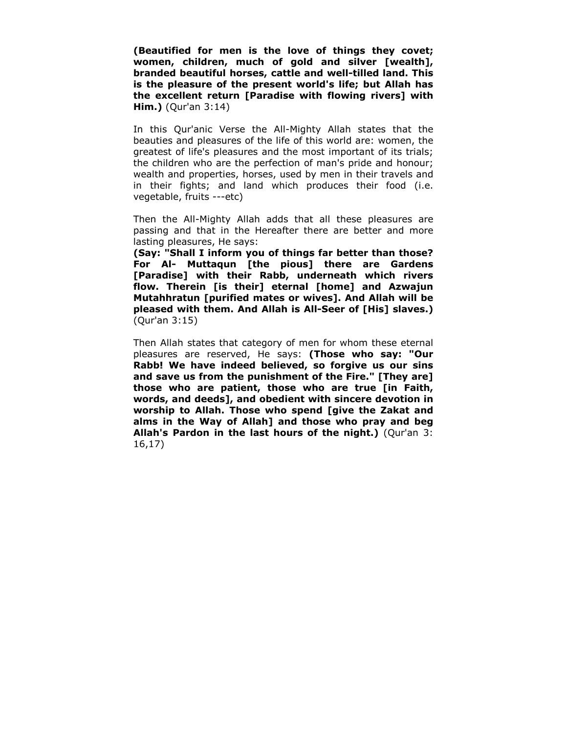**(Beautified for men is the love of things they covet; women, children, much of gold and silver [wealth], branded beautiful horses, cattle and well-tilled land. This is the pleasure of the present world's life; but Allah has the excellent return [Paradise with flowing rivers] with Him.)** (Qur'an 3:14)

In this Qur'anic Verse the All-Mighty Allah states that the beauties and pleasures of the life of this world are: women, the greatest of life's pleasures and the most important of its trials; the children who are the perfection of man's pride and honour; wealth and properties, horses, used by men in their travels and in their fights; and land which produces their food (i.e. vegetable, fruits ---etc)

Then the All-Mighty Allah adds that all these pleasures are passing and that in the Hereafter there are better and more lasting pleasures, He says:
**(Say: "Shall I inform you of things far better than those? For Al- Muttaqun [the pious] there are Gardens [Paradise] with their Rabb, underneath which rivers flow. Therein [is their] eternal [home] and Azwajun Mutahhratun [purified mates or wives]. And Allah will be pleased with them. And Allah is All-Seer of [His] slaves.)** (Qur'an 3:15)

Then Allah states that category of men for whom these eternal pleasures are reserved, He says: **(Those who say: "Our Rabb! We have indeed believed, so forgive us our sins and save us from the punishment of the Fire." [They are] those who are patient, those who are true [in Faith, words, and deeds], and obedient with sincere devotion in worship to Allah. Those who spend [give the Zakat and alms in the Way of Allah] and those who pray and beg Allah's Pardon in the last hours of the night.)** (Qur'an 3: 16,17)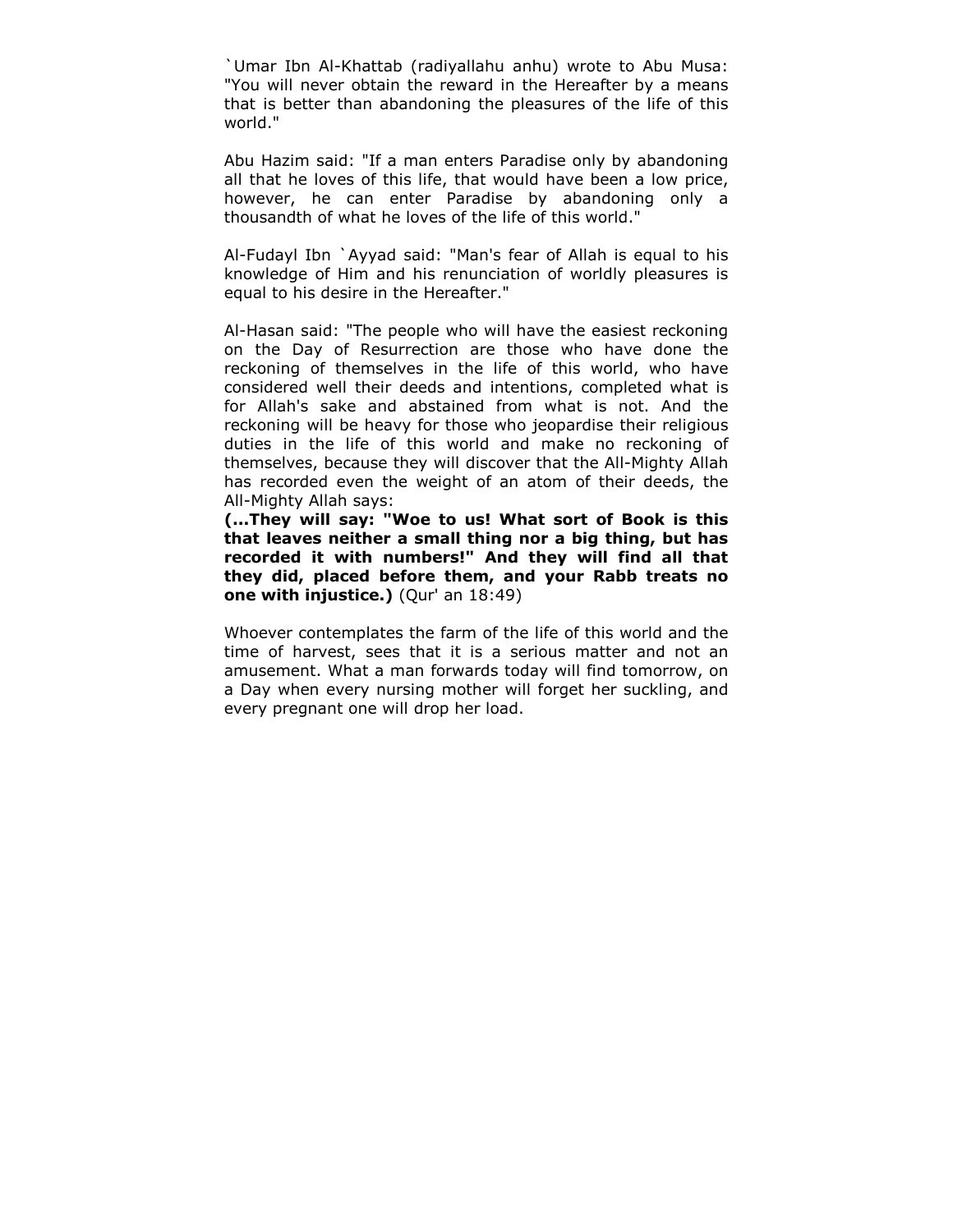`Umar Ibn Al-Khattab (radiyallahu anhu) wrote to Abu Musa: "You will never obtain the reward in the Hereafter by a means that is better than abandoning the pleasures of the life of this world."

Abu Hazim said: "If a man enters Paradise only by abandoning all that he loves of this life, that would have been a low price, however, he can enter Paradise by abandoning only a thousandth of what he loves of the life of this world."

Al-Fudayl Ibn `Ayyad said: "Man's fear of Allah is equal to his knowledge of Him and his renunciation of worldly pleasures is equal to his desire in the Hereafter."

Al-Hasan said: "The people who will have the easiest reckoning on the Day of Resurrection are those who have done the reckoning of themselves in the life of this world, who have considered well their deeds and intentions, completed what is for Allah's sake and abstained from what is not. And the reckoning will be heavy for those who jeopardise their religious duties in the life of this world and make no reckoning of themselves, because they will discover that the All-Mighty Allah has recorded even the weight of an atom of their deeds, the All-Mighty Allah says:
**(...They will say: "Woe to us! What sort of Book is this that leaves neither a small thing nor a big thing, but has recorded it with numbers!" And they will find all that they did, placed before them, and your Rabb treats no one with injustice.)** (Qur' an 18:49)

Whoever contemplates the farm of the life of this world and the time of harvest, sees that it is a serious matter and not an amusement. What a man forwards today will find tomorrow, on a Day when every nursing mother will forget her suckling, and every pregnant one will drop her load.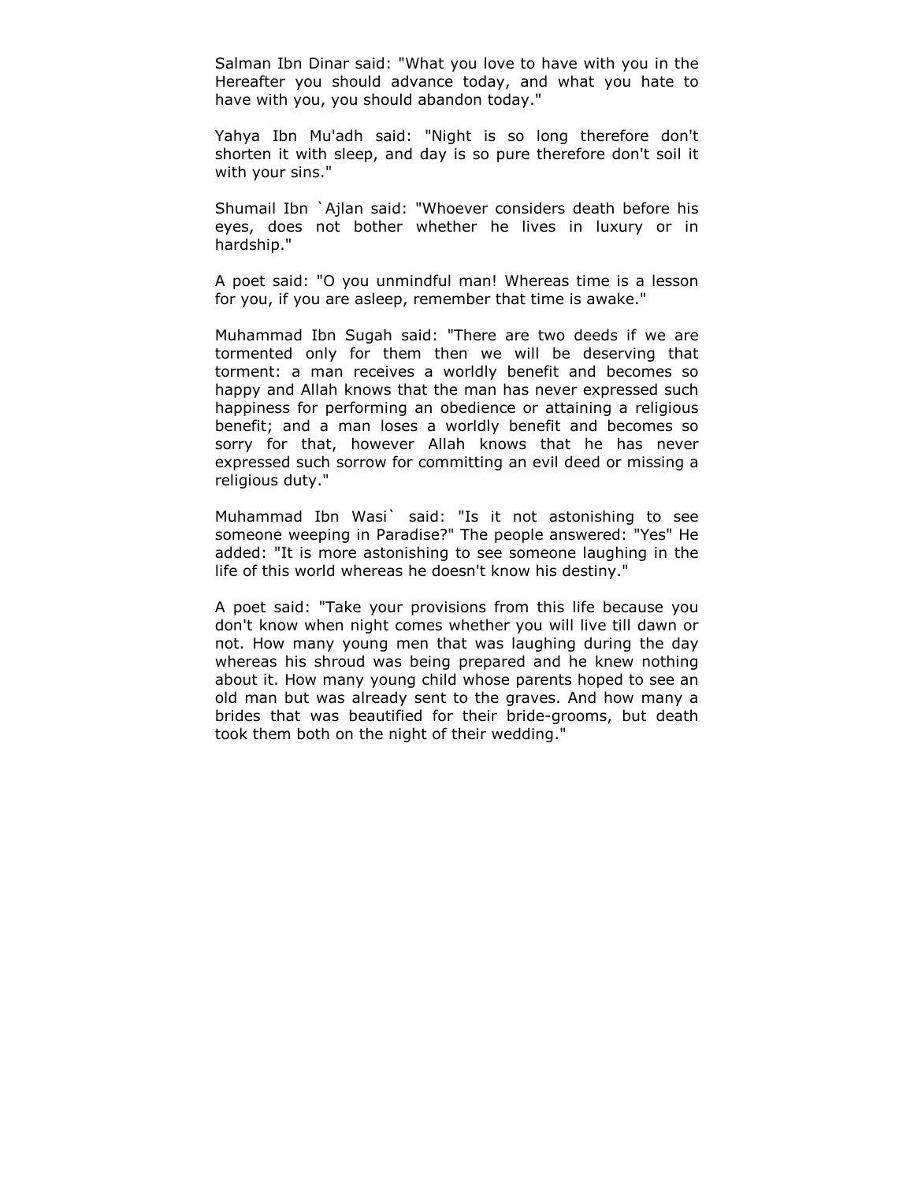Salman Ibn Dinar said: "What you love to have with you in the Hereafter you should advance today, and what you hate to have with you, you should abandon today."

Yahya Ibn Mu'adh said: "Night is so long therefore don't shorten it with sleep, and day is so pure therefore don't soil it with your sins."

Shumail Ibn `Ajlan said: "Whoever considers death before his eyes, does not bother whether he lives in luxury or in hardship."

A poet said: "O you unmindful man! Whereas time is a lesson for you, if you are asleep, remember that time is awake."

Muhammad Ibn Sugah said: "There are two deeds if we are tormented only for them then we will be deserving that torment: a man receives a worldly benefit and becomes so happy and Allah knows that the man has never expressed such happiness for performing an obedience or attaining a religious benefit; and a man loses a worldly benefit and becomes so sorry for that, however Allah knows that he has never expressed such sorrow for committing an evil deed or missing a religious duty."

Muhammad Ibn Wasi` said: "Is it not astonishing to see someone weeping in Paradise?" The people answered: "Yes" He added: "It is more astonishing to see someone laughing in the life of this world whereas he doesn't know his destiny."

A poet said: "Take your provisions from this life because you don't know when night comes whether you will live till dawn or not. How many young men that was laughing during the day whereas his shroud was being prepared and he knew nothing about it. How many young child whose parents hoped to see an old man but was already sent to the graves. And how many a brides that was beautified for their bride-grooms, but death took them both on the night of their wedding."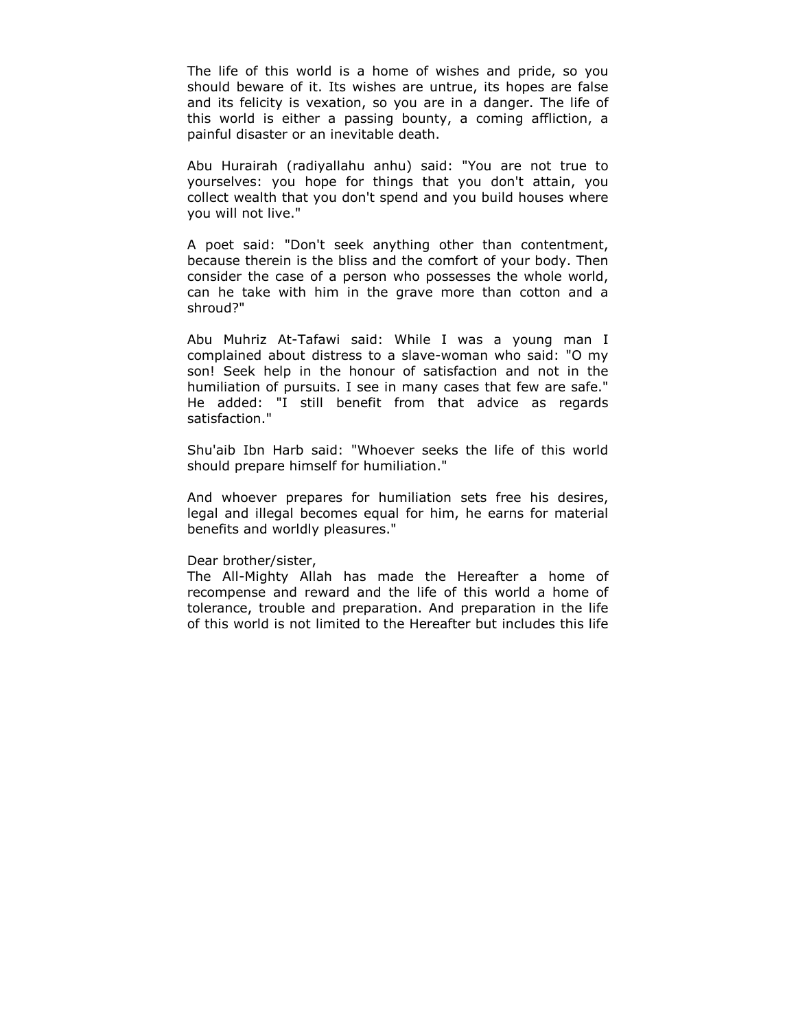The life of this world is a home of wishes and pride, so you should beware of it. Its wishes are untrue, its hopes are false and its felicity is vexation, so you are in a danger. The life of this world is either a passing bounty, a coming affliction, a painful disaster or an inevitable death.

Abu Hurairah (radiyallahu anhu) said: "You are not true to yourselves: you hope for things that you don't attain, you collect wealth that you don't spend and you build houses where you will not live."

A poet said: "Don't seek anything other than contentment, because therein is the bliss and the comfort of your body. Then consider the case of a person who possesses the whole world, can he take with him in the grave more than cotton and a shroud?"

Abu Muhriz At-Tafawi said: While I was a young man I complained about distress to a slave-woman who said: "O my son! Seek help in the honour of satisfaction and not in the humiliation of pursuits. I see in many cases that few are safe." He added: "I still benefit from that advice as regards satisfaction."

Shu'aib Ibn Harb said: "Whoever seeks the life of this world should prepare himself for humiliation."

And whoever prepares for humiliation sets free his desires, legal and illegal becomes equal for him, he earns for material benefits and worldly pleasures."

Dear brother/sister,
The All-Mighty Allah has made the Hereafter a home of recompense and reward and the life of this world a home of tolerance, trouble and preparation. And preparation in the life of this world is not limited to the Hereafter but includes this life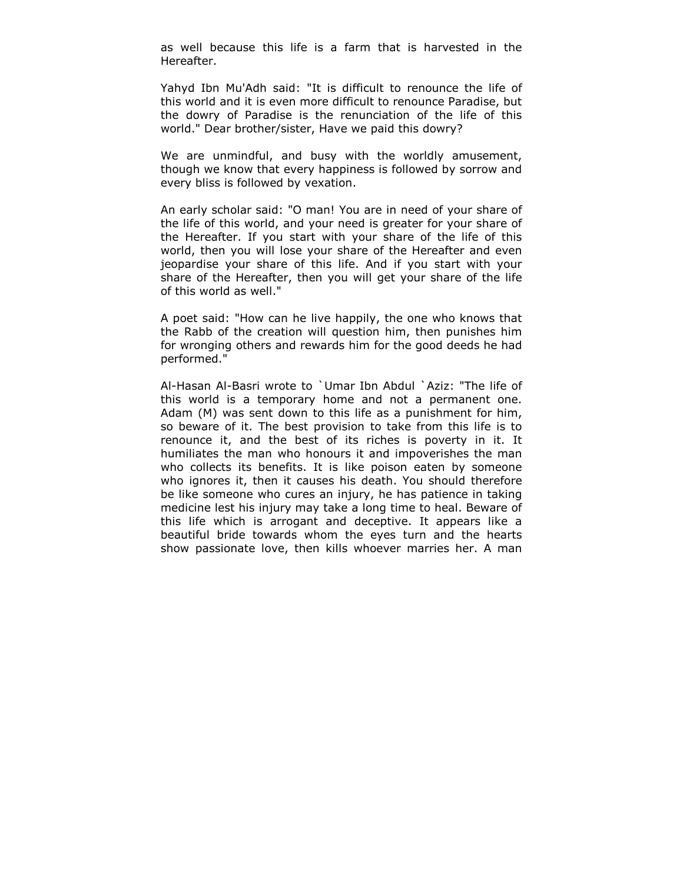as well because this life is a farm that is harvested in the Hereafter.

Yahyd Ibn Mu'Adh said: "It is difficult to renounce the life of this world and it is even more difficult to renounce Paradise, but the dowry of Paradise is the renunciation of the life of this world." Dear brother/sister, Have we paid this dowry?

We are unmindful, and busy with the worldly amusement, though we know that every happiness is followed by sorrow and every bliss is followed by vexation.

An early scholar said: "O man! You are in need of your share of the life of this world, and your need is greater for your share of the Hereafter. If you start with your share of the life of this world, then you will lose your share of the Hereafter and even jeopardise your share of this life. And if you start with your share of the Hereafter, then you will get your share of the life of this world as well."

A poet said: "How can he live happily, the one who knows that the Rabb of the creation will question him, then punishes him for wronging others and rewards him for the good deeds he had performed."

Al-Hasan Al-Basri wrote to `Umar Ibn Abdul `Aziz: "The life of this world is a temporary home and not a permanent one. Adam (M) was sent down to this life as a punishment for him, so beware of it. The best provision to take from this life is to renounce it, and the best of its riches is poverty in it. It humiliates the man who honours it and impoverishes the man who collects its benefits. It is like poison eaten by someone who ignores it, then it causes his death. You should therefore be like someone who cures an injury, he has patience in taking medicine lest his injury may take a long time to heal. Beware of this life which is arrogant and deceptive. It appears like a beautiful bride towards whom the eyes turn and the hearts show passionate love, then kills whoever marries her. A man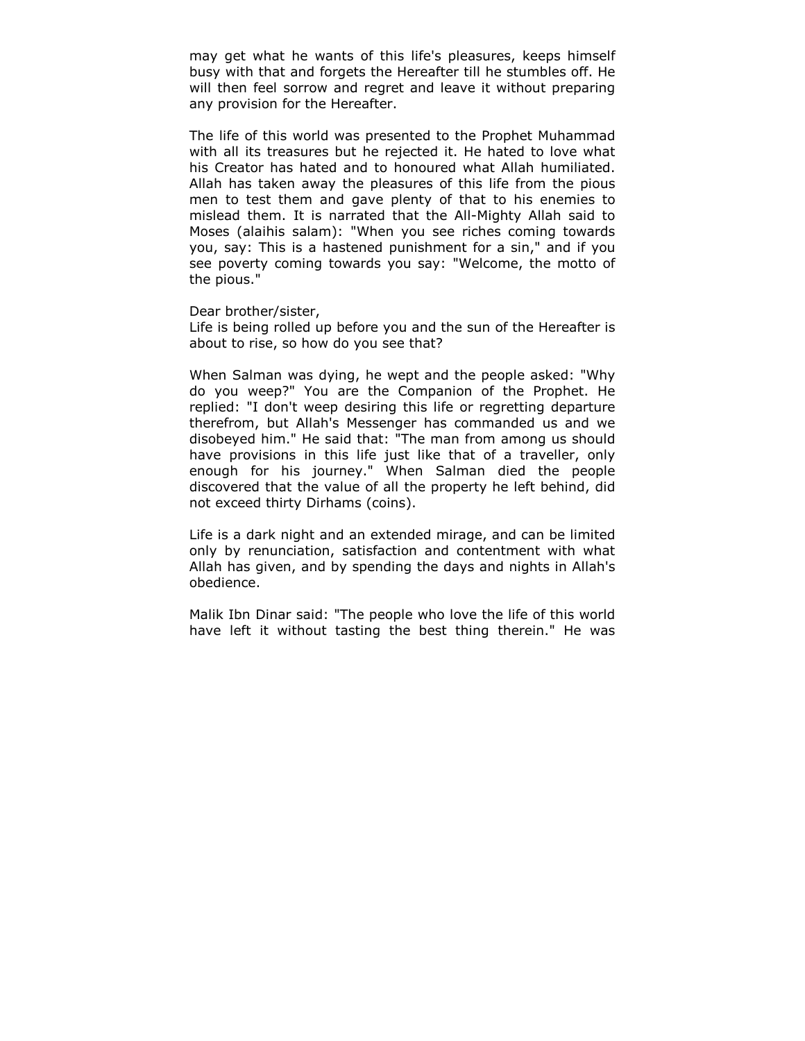may get what he wants of this life's pleasures, keeps himself busy with that and forgets the Hereafter till he stumbles off. He will then feel sorrow and regret and leave it without preparing any provision for the Hereafter.

The life of this world was presented to the Prophet Muhammad with all its treasures but he rejected it. He hated to love what his Creator has hated and to honoured what Allah humiliated. Allah has taken away the pleasures of this life from the pious men to test them and gave plenty of that to his enemies to mislead them. It is narrated that the All-Mighty Allah said to Moses (alaihis salam): "When you see riches coming towards you, say: This is a hastened punishment for a sin," and if you see poverty coming towards you say: "Welcome, the motto of the pious."

Dear brother/sister,
Life is being rolled up before you and the sun of the Hereafter is about to rise, so how do you see that?

When Salman was dying, he wept and the people asked: "Why do you weep?" You are the Companion of the Prophet. He replied: "I don't weep desiring this life or regretting departure therefrom, but Allah's Messenger has commanded us and we disobeyed him." He said that: "The man from among us should have provisions in this life just like that of a traveller, only enough for his journey." When Salman died the people discovered that the value of all the property he left behind, did not exceed thirty Dirhams (coins).

Life is a dark night and an extended mirage, and can be limited only by renunciation, satisfaction and contentment with what Allah has given, and by spending the days and nights in Allah's obedience.

Malik Ibn Dinar said: "The people who love the life of this world have left it without tasting the best thing therein." He was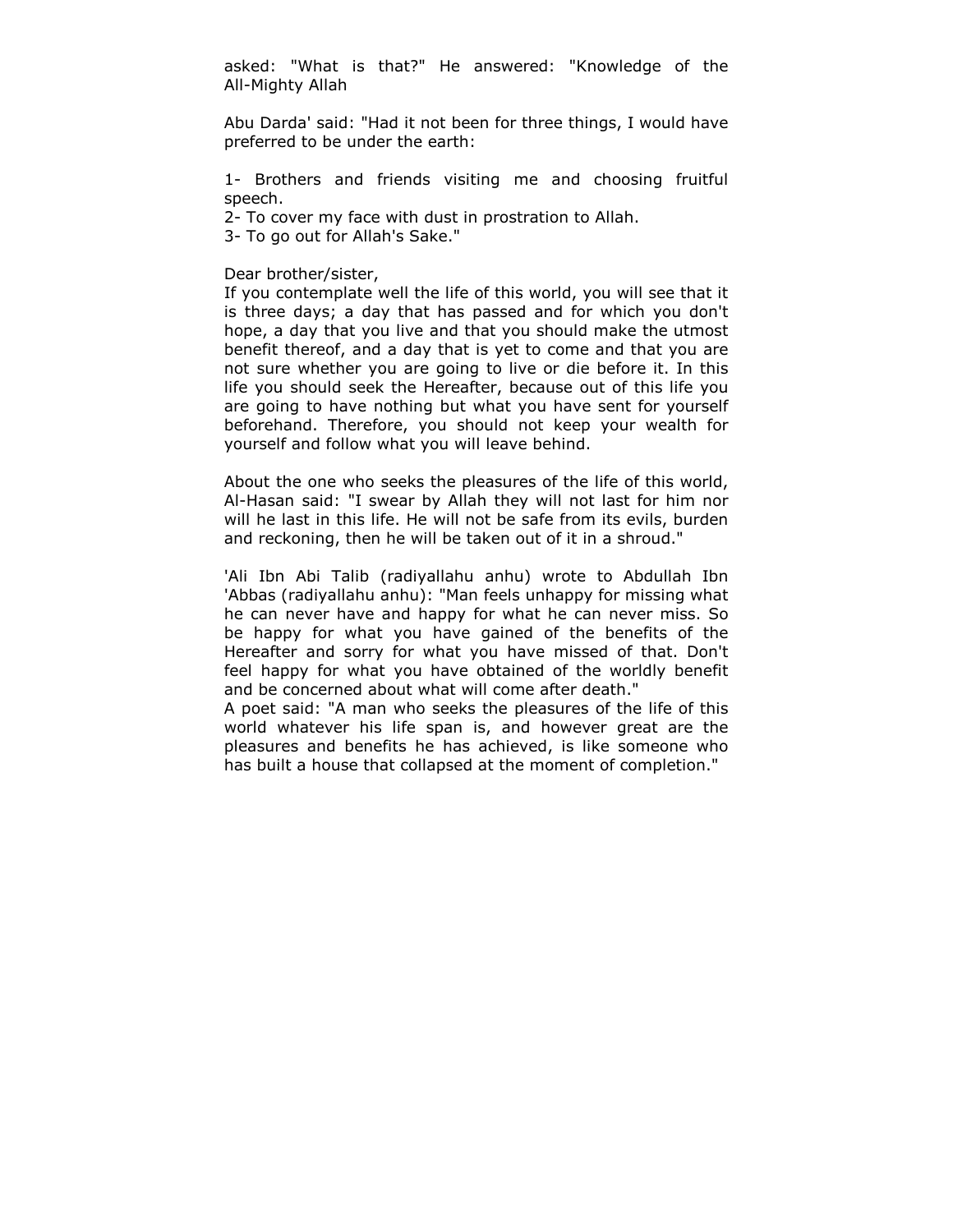asked: "What is that?" He answered: "Knowledge of the All-Mighty Allah

Abu Darda' said: "Had it not been for three things, I would have preferred to be under the earth:

1- Brothers and friends visiting me and choosing fruitful speech.
2- To cover my face with dust in prostration to Allah.
3- To go out for Allah's Sake."

Dear brother/sister,
If you contemplate well the life of this world, you will see that it is three days; a day that has passed and for which you don't hope, a day that you live and that you should make the utmost benefit thereof, and a day that is yet to come and that you are not sure whether you are going to live or die before it. In this life you should seek the Hereafter, because out of this life you are going to have nothing but what you have sent for yourself beforehand. Therefore, you should not keep your wealth for yourself and follow what you will leave behind.

About the one who seeks the pleasures of the life of this world, Al-Hasan said: "I swear by Allah they will not last for him nor will he last in this life. He will not be safe from its evils, burden and reckoning, then he will be taken out of it in a shroud."

'Ali Ibn Abi Talib (radiyallahu anhu) wrote to Abdullah Ibn 'Abbas (radiyallahu anhu): "Man feels unhappy for missing what he can never have and happy for what he can never miss. So be happy for what you have gained of the benefits of the Hereafter and sorry for what you have missed of that. Don't feel happy for what you have obtained of the worldly benefit and be concerned about what will come after death."
A poet said: "A man who seeks the pleasures of the life of this world whatever his life span is, and however great are the pleasures and benefits he has achieved, is like someone who has built a house that collapsed at the moment of completion."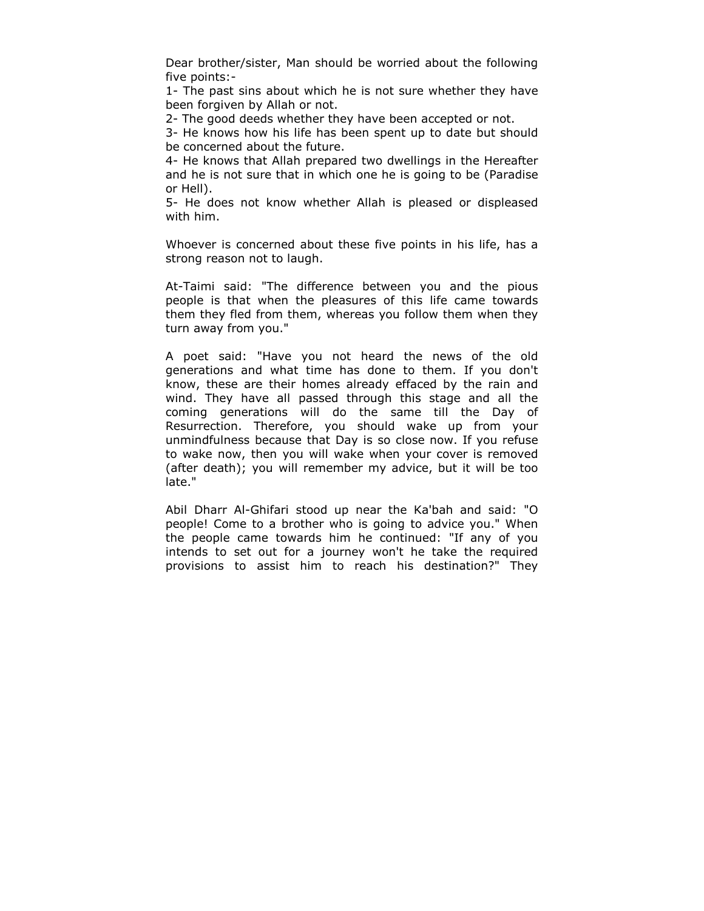Dear brother/sister, Man should be worried about the following five points:-

1- The past sins about which he is not sure whether they have been forgiven by Allah or not.

2- The good deeds whether they have been accepted or not.

3- He knows how his life has been spent up to date but should be concerned about the future.

4- He knows that Allah prepared two dwellings in the Hereafter and he is not sure that in which one he is going to be (Paradise or Hell).

5- He does not know whether Allah is pleased or displeased with him.

Whoever is concerned about these five points in his life, has a strong reason not to laugh.

At-Taimi said: "The difference between you and the pious people is that when the pleasures of this life came towards them they fled from them, whereas you follow them when they turn away from you."

A poet said: "Have you not heard the news of the old generations and what time has done to them. If you don't know, these are their homes already effaced by the rain and wind. They have all passed through this stage and all the coming generations will do the same till the Day of Resurrection. Therefore, you should wake up from your unmindfulness because that Day is so close now. If you refuse to wake now, then you will wake when your cover is removed (after death); you will remember my advice, but it will be too late."

Abil Dharr Al-Ghifari stood up near the Ka'bah and said: "O people! Come to a brother who is going to advice you." When the people came towards him he continued: "If any of you intends to set out for a journey won't he take the required provisions to assist him to reach his destination?" They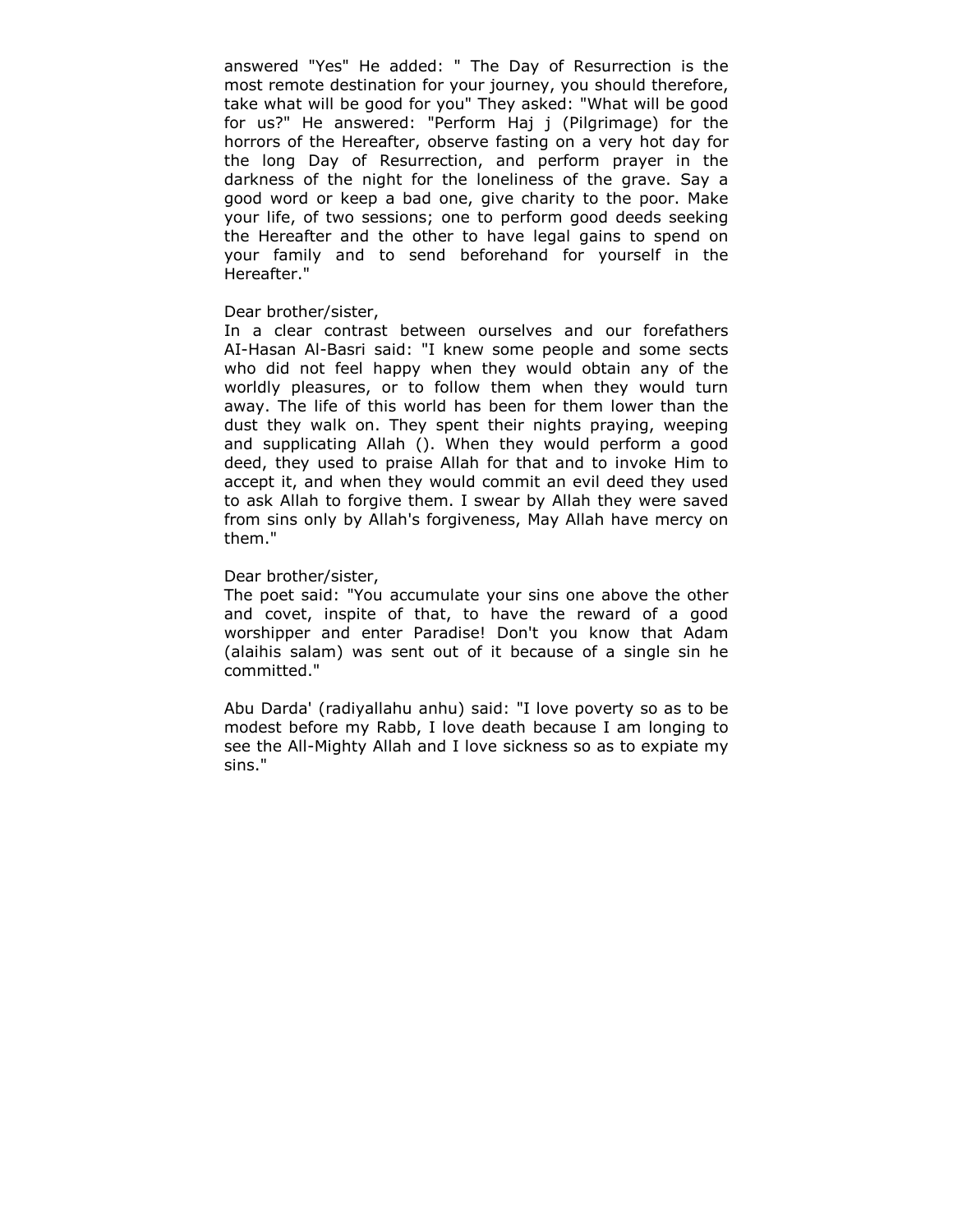answered "Yes" He added: " The Day of Resurrection is the most remote destination for your journey, you should therefore, take what will be good for you" They asked: "What will be good for us?" He answered: "Perform Haj j (Pilgrimage) for the horrors of the Hereafter, observe fasting on a very hot day for the long Day of Resurrection, and perform prayer in the darkness of the night for the loneliness of the grave. Say a good word or keep a bad one, give charity to the poor. Make your life, of two sessions; one to perform good deeds seeking the Hereafter and the other to have legal gains to spend on your family and to send beforehand for yourself in the Hereafter."

Dear brother/sister,
In a clear contrast between ourselves and our forefathers AI-Hasan Al-Basri said: "I knew some people and some sects who did not feel happy when they would obtain any of the worldly pleasures, or to follow them when they would turn away. The life of this world has been for them lower than the dust they walk on. They spent their nights praying, weeping and supplicating Allah (). When they would perform a good deed, they used to praise Allah for that and to invoke Him to accept it, and when they would commit an evil deed they used to ask Allah to forgive them. I swear by Allah they were saved from sins only by Allah's forgiveness, May Allah have mercy on them."

Dear brother/sister,
The poet said: "You accumulate your sins one above the other and covet, inspite of that, to have the reward of a good worshipper and enter Paradise! Don't you know that Adam (alaihis salam) was sent out of it because of a single sin he committed."

Abu Darda' (radiyallahu anhu) said: "I love poverty so as to be modest before my Rabb, I love death because I am longing to see the All-Mighty Allah and I love sickness so as to expiate my sins."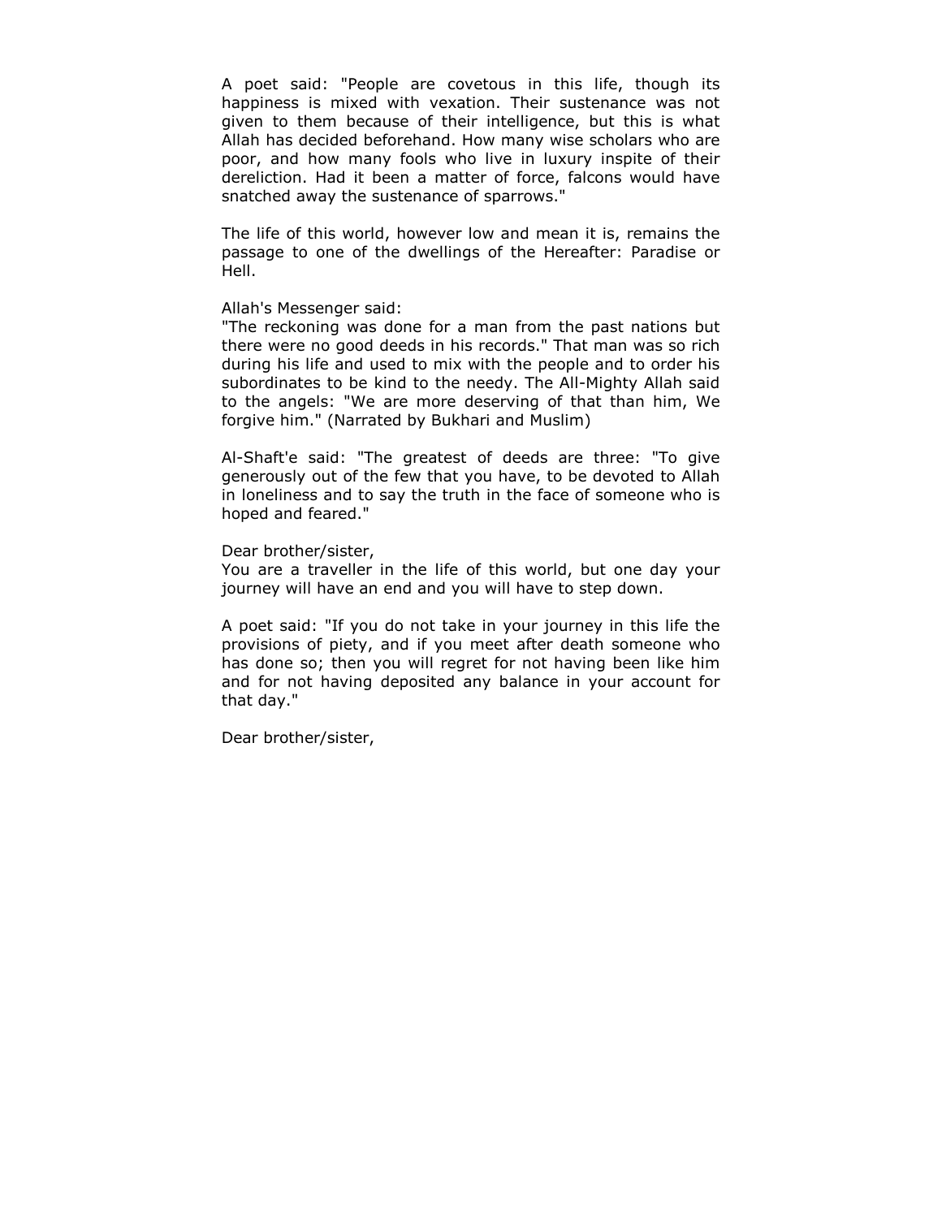A poet said: "People are covetous in this life, though its happiness is mixed with vexation. Their sustenance was not given to them because of their intelligence, but this is what Allah has decided beforehand. How many wise scholars who are poor, and how many fools who live in luxury inspite of their dereliction. Had it been a matter of force, falcons would have snatched away the sustenance of sparrows."

The life of this world, however low and mean it is, remains the passage to one of the dwellings of the Hereafter: Paradise or Hell.

Allah's Messenger said:
"The reckoning was done for a man from the past nations but there were no good deeds in his records." That man was so rich during his life and used to mix with the people and to order his subordinates to be kind to the needy. The All-Mighty Allah said to the angels: "We are more deserving of that than him, We forgive him." (Narrated by Bukhari and Muslim)

Al-Shaft'e said: "The greatest of deeds are three: "To give generously out of the few that you have, to be devoted to Allah in loneliness and to say the truth in the face of someone who is hoped and feared."

Dear brother/sister,
You are a traveller in the life of this world, but one day your journey will have an end and you will have to step down.

A poet said: "If you do not take in your journey in this life the provisions of piety, and if you meet after death someone who has done so; then you will regret for not having been like him and for not having deposited any balance in your account for that day."

Dear brother/sister,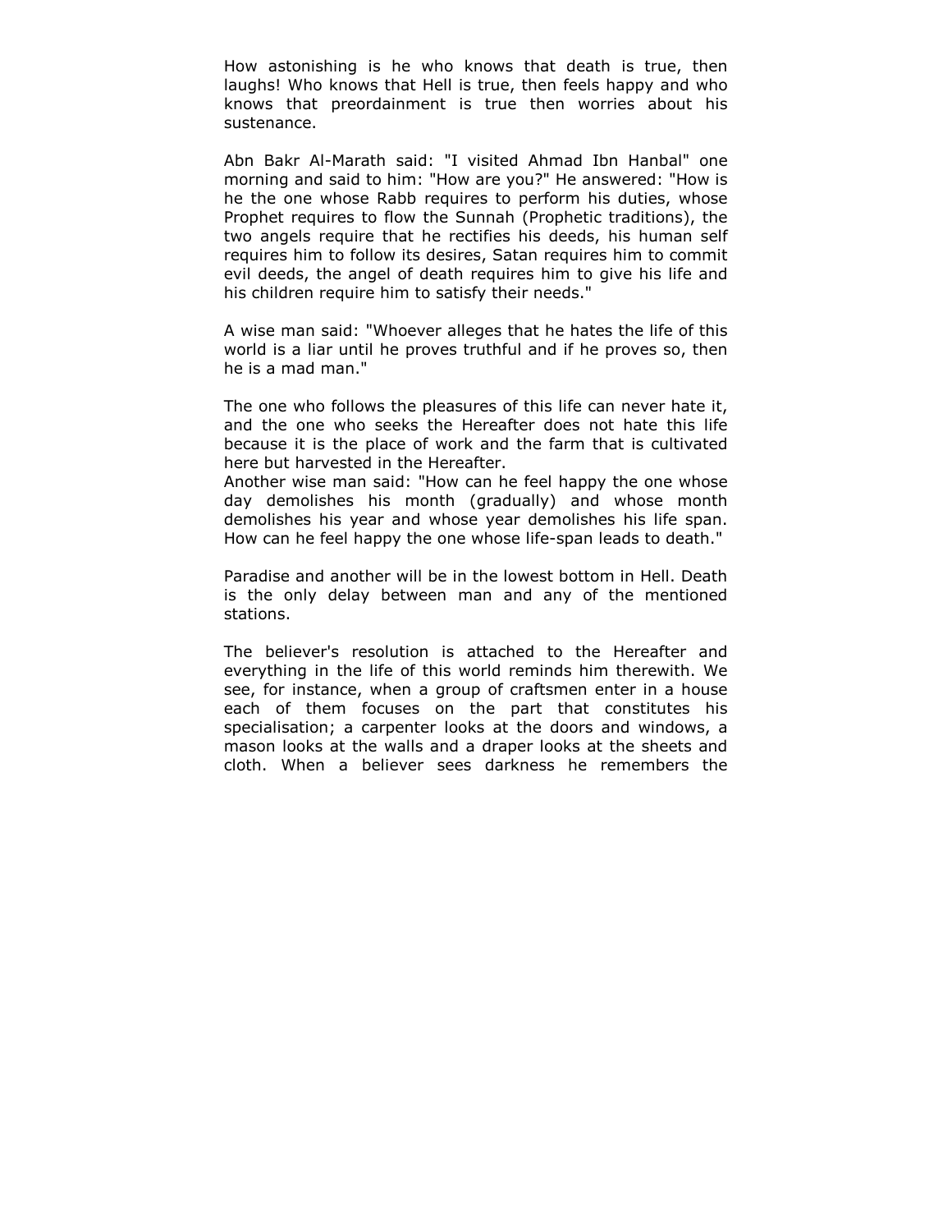How astonishing is he who knows that death is true, then laughs! Who knows that Hell is true, then feels happy and who knows that preordainment is true then worries about his sustenance.

Abn Bakr Al-Marath said: "I visited Ahmad Ibn Hanbal" one morning and said to him: "How are you?" He answered: "How is he the one whose Rabb requires to perform his duties, whose Prophet requires to flow the Sunnah (Prophetic traditions), the two angels require that he rectifies his deeds, his human self requires him to follow its desires, Satan requires him to commit evil deeds, the angel of death requires him to give his life and his children require him to satisfy their needs."

A wise man said: "Whoever alleges that he hates the life of this world is a liar until he proves truthful and if he proves so, then he is a mad man."

The one who follows the pleasures of this life can never hate it, and the one who seeks the Hereafter does not hate this life because it is the place of work and the farm that is cultivated here but harvested in the Hereafter.
Another wise man said: "How can he feel happy the one whose day demolishes his month (gradually) and whose month demolishes his year and whose year demolishes his life span. How can he feel happy the one whose life-span leads to death."

Paradise and another will be in the lowest bottom in Hell. Death is the only delay between man and any of the mentioned stations.

The believer's resolution is attached to the Hereafter and everything in the life of this world reminds him therewith. We see, for instance, when a group of craftsmen enter in a house each of them focuses on the part that constitutes his specialisation; a carpenter looks at the doors and windows, a mason looks at the walls and a draper looks at the sheets and cloth. When a believer sees darkness he remembers the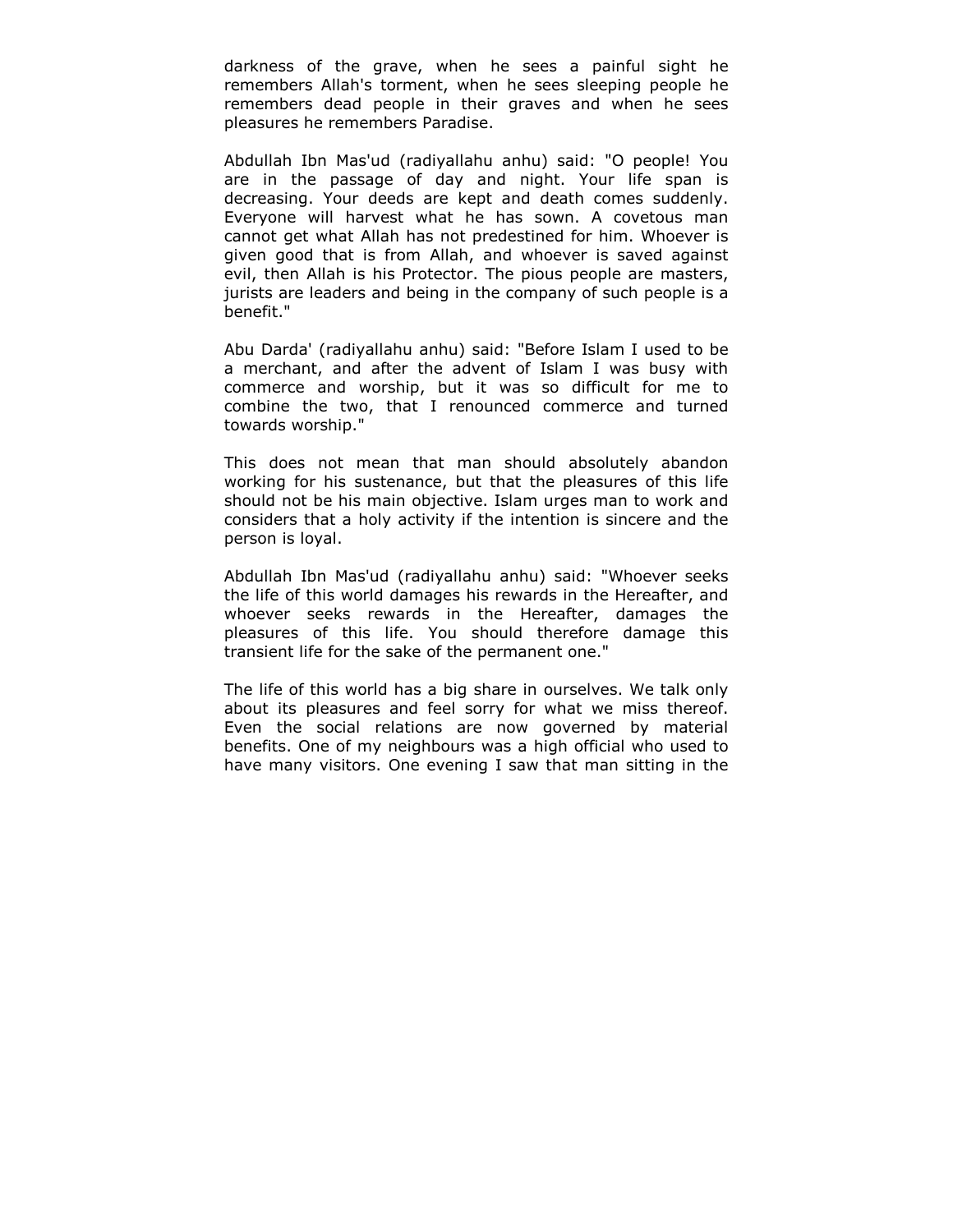darkness of the grave, when he sees a painful sight he remembers Allah's torment, when he sees sleeping people he remembers dead people in their graves and when he sees pleasures he remembers Paradise.

Abdullah Ibn Mas'ud (radiyallahu anhu) said: "O people! You are in the passage of day and night. Your life span is decreasing. Your deeds are kept and death comes suddenly. Everyone will harvest what he has sown. A covetous man cannot get what Allah has not predestined for him. Whoever is given good that is from Allah, and whoever is saved against evil, then Allah is his Protector. The pious people are masters, jurists are leaders and being in the company of such people is a benefit."

Abu Darda' (radiyallahu anhu) said: "Before Islam I used to be a merchant, and after the advent of Islam I was busy with commerce and worship, but it was so difficult for me to combine the two, that I renounced commerce and turned towards worship."

This does not mean that man should absolutely abandon working for his sustenance, but that the pleasures of this life should not be his main objective. Islam urges man to work and considers that a holy activity if the intention is sincere and the person is loyal.

Abdullah Ibn Mas'ud (radiyallahu anhu) said: "Whoever seeks the life of this world damages his rewards in the Hereafter, and whoever seeks rewards in the Hereafter, damages the pleasures of this life. You should therefore damage this transient life for the sake of the permanent one."

The life of this world has a big share in ourselves. We talk only about its pleasures and feel sorry for what we miss thereof. Even the social relations are now governed by material benefits. One of my neighbours was a high official who used to have many visitors. One evening I saw that man sitting in the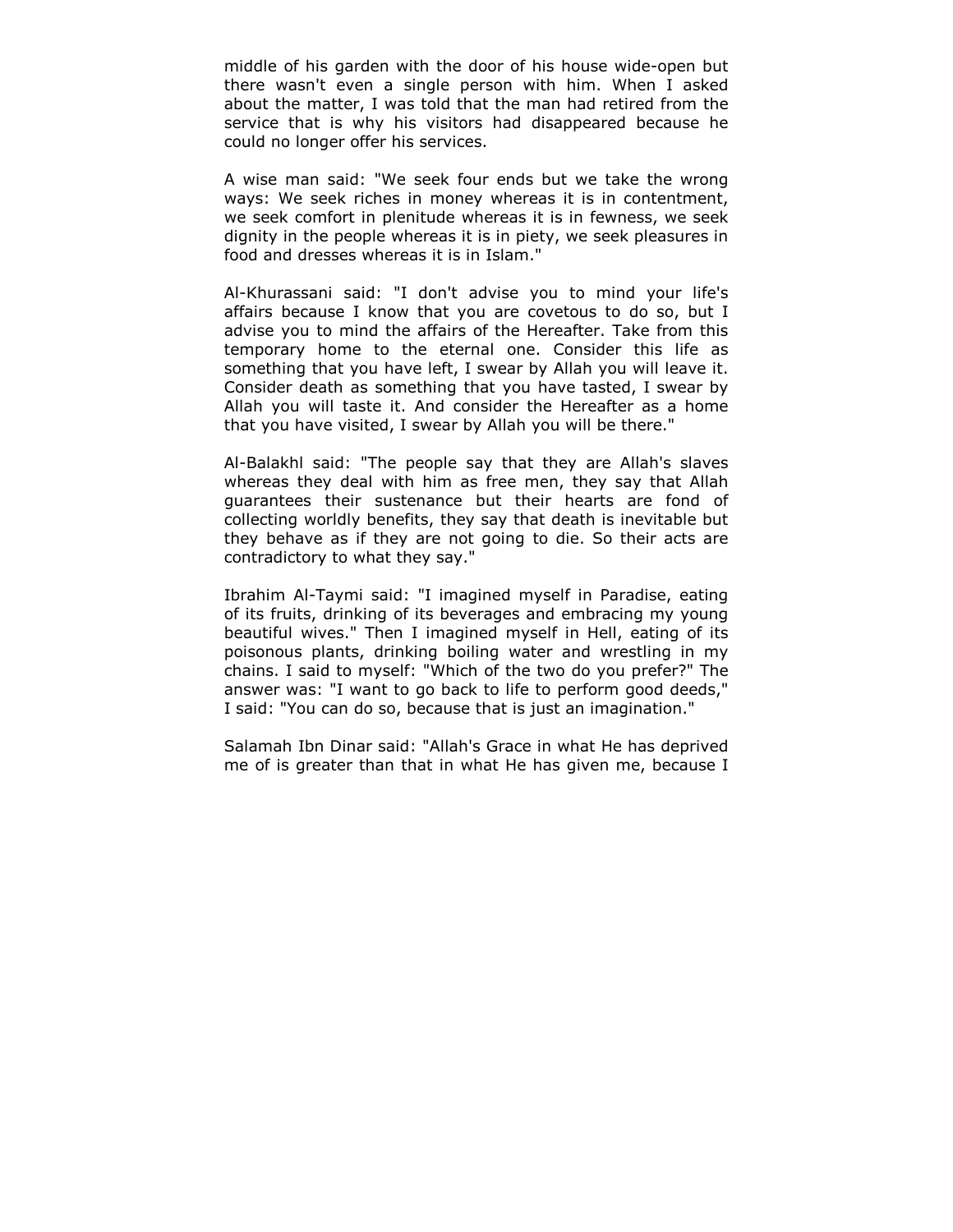middle of his garden with the door of his house wide-open but there wasn't even a single person with him. When I asked about the matter, I was told that the man had retired from the service that is why his visitors had disappeared because he could no longer offer his services.

A wise man said: "We seek four ends but we take the wrong ways: We seek riches in money whereas it is in contentment, we seek comfort in plenitude whereas it is in fewness, we seek dignity in the people whereas it is in piety, we seek pleasures in food and dresses whereas it is in Islam."

Al-Khurassani said: "I don't advise you to mind your life's affairs because I know that you are covetous to do so, but I advise you to mind the affairs of the Hereafter. Take from this temporary home to the eternal one. Consider this life as something that you have left, I swear by Allah you will leave it. Consider death as something that you have tasted, I swear by Allah you will taste it. And consider the Hereafter as a home that you have visited, I swear by Allah you will be there."

Al-Balakhl said: "The people say that they are Allah's slaves whereas they deal with him as free men, they say that Allah guarantees their sustenance but their hearts are fond of collecting worldly benefits, they say that death is inevitable but they behave as if they are not going to die. So their acts are contradictory to what they say."

Ibrahim Al-Taymi said: "I imagined myself in Paradise, eating of its fruits, drinking of its beverages and embracing my young beautiful wives." Then I imagined myself in Hell, eating of its poisonous plants, drinking boiling water and wrestling in my chains. I said to myself: "Which of the two do you prefer?" The answer was: "I want to go back to life to perform good deeds," I said: "You can do so, because that is just an imagination."

Salamah Ibn Dinar said: "Allah's Grace in what He has deprived me of is greater than that in what He has given me, because I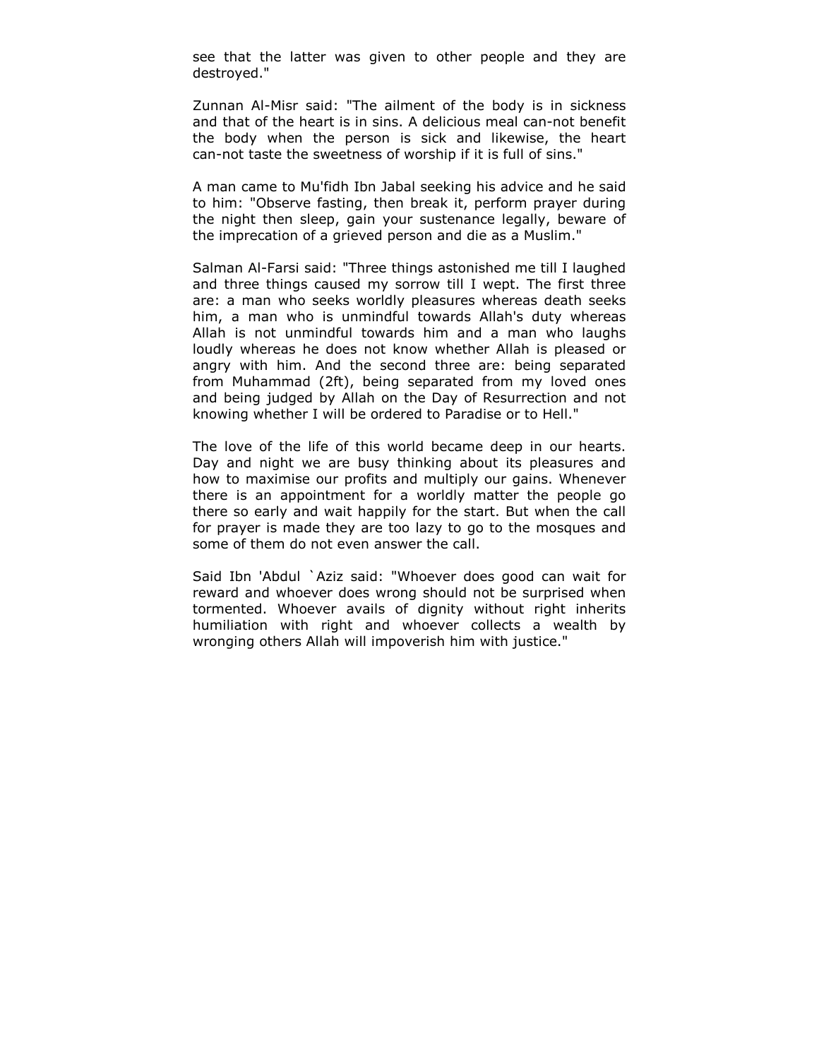see that the latter was given to other people and they are destroyed."

Zunnan Al-Misr said: "The ailment of the body is in sickness and that of the heart is in sins. A delicious meal can-not benefit the body when the person is sick and likewise, the heart can-not taste the sweetness of worship if it is full of sins."

A man came to Mu'fidh Ibn Jabal seeking his advice and he said to him: "Observe fasting, then break it, perform prayer during the night then sleep, gain your sustenance legally, beware of the imprecation of a grieved person and die as a Muslim."

Salman Al-Farsi said: "Three things astonished me till I laughed and three things caused my sorrow till I wept. The first three are: a man who seeks worldly pleasures whereas death seeks him, a man who is unmindful towards Allah's duty whereas Allah is not unmindful towards him and a man who laughs loudly whereas he does not know whether Allah is pleased or angry with him. And the second three are: being separated from Muhammad (2ft), being separated from my loved ones and being judged by Allah on the Day of Resurrection and not knowing whether I will be ordered to Paradise or to Hell."

The love of the life of this world became deep in our hearts. Day and night we are busy thinking about its pleasures and how to maximise our profits and multiply our gains. Whenever there is an appointment for a worldly matter the people go there so early and wait happily for the start. But when the call for prayer is made they are too lazy to go to the mosques and some of them do not even answer the call.

Said Ibn 'Abdul `Aziz said: "Whoever does good can wait for reward and whoever does wrong should not be surprised when tormented. Whoever avails of dignity without right inherits humiliation with right and whoever collects a wealth by wronging others Allah will impoverish him with justice."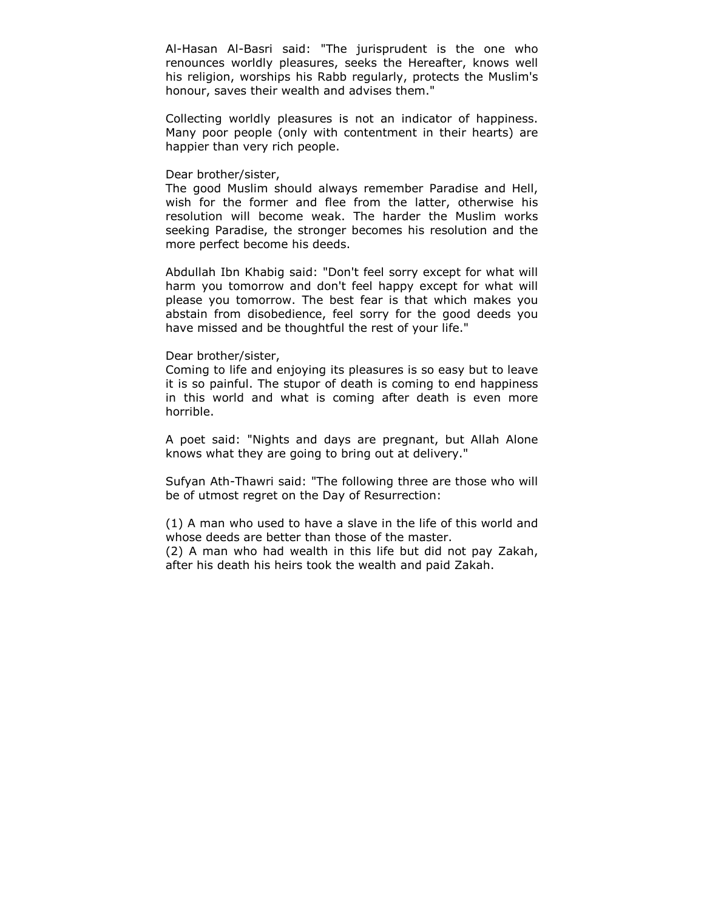Al-Hasan Al-Basri said: "The jurisprudent is the one who renounces worldly pleasures, seeks the Hereafter, knows well his religion, worships his Rabb regularly, protects the Muslim's honour, saves their wealth and advises them."

Collecting worldly pleasures is not an indicator of happiness. Many poor people (only with contentment in their hearts) are happier than very rich people.

Dear brother/sister,
The good Muslim should always remember Paradise and Hell, wish for the former and flee from the latter, otherwise his resolution will become weak. The harder the Muslim works seeking Paradise, the stronger becomes his resolution and the more perfect become his deeds.

Abdullah Ibn Khabig said: "Don't feel sorry except for what will harm you tomorrow and don't feel happy except for what will please you tomorrow. The best fear is that which makes you abstain from disobedience, feel sorry for the good deeds you have missed and be thoughtful the rest of your life."

Dear brother/sister,
Coming to life and enjoying its pleasures is so easy but to leave it is so painful. The stupor of death is coming to end happiness in this world and what is coming after death is even more horrible.

A poet said: "Nights and days are pregnant, but Allah Alone knows what they are going to bring out at delivery."

Sufyan Ath-Thawri said: "The following three are those who will be of utmost regret on the Day of Resurrection:

(1) A man who used to have a slave in the life of this world and whose deeds are better than those of the master.
(2) A man who had wealth in this life but did not pay Zakah, after his death his heirs took the wealth and paid Zakah.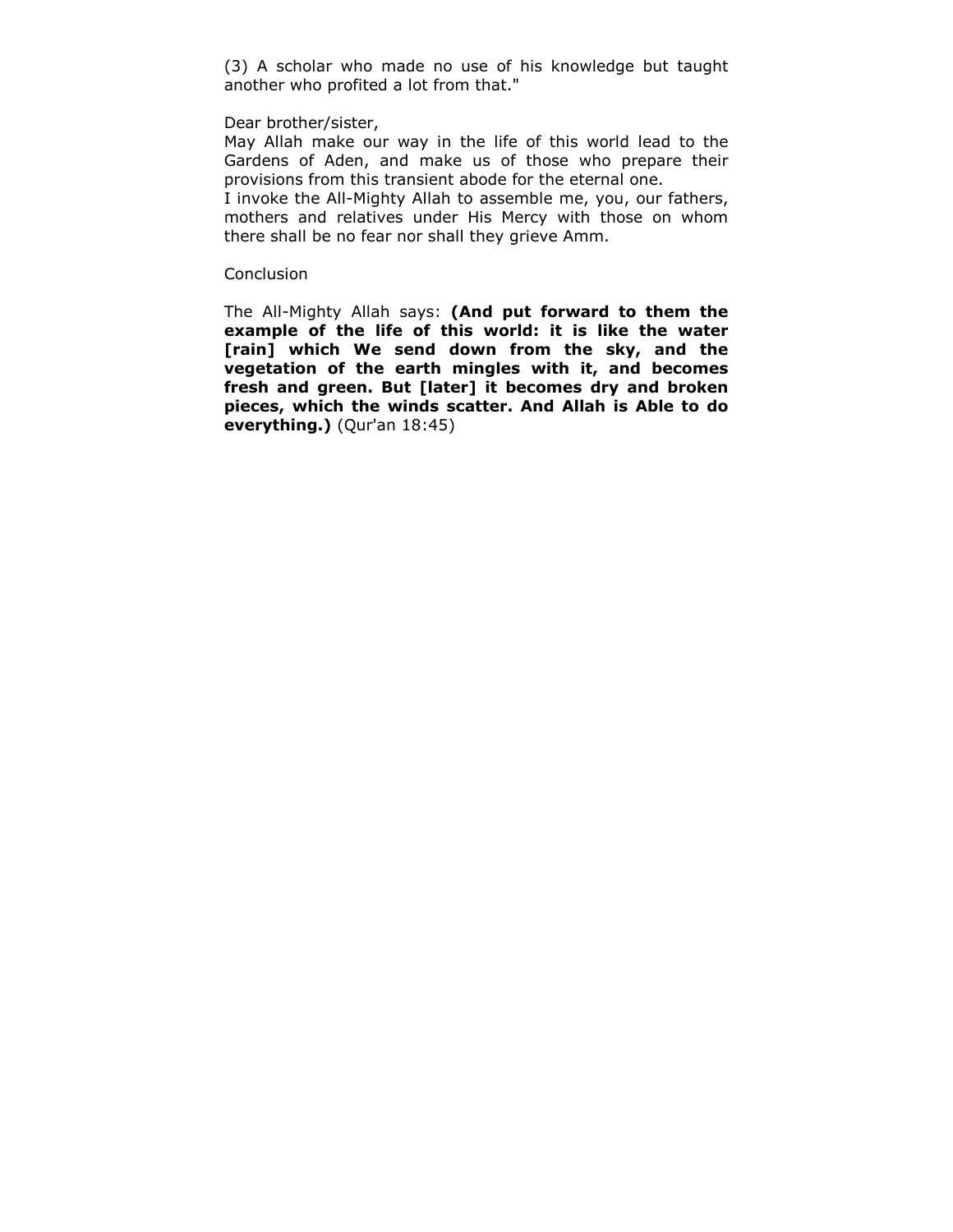(3) A scholar who made no use of his knowledge but taught another who profited a lot from that."

Dear brother/sister,
May Allah make our way in the life of this world lead to the Gardens of Aden, and make us of those who prepare their provisions from this transient abode for the eternal one.
I invoke the All-Mighty Allah to assemble me, you, our fathers, mothers and relatives under His Mercy with those on whom there shall be no fear nor shall they grieve Amm.

## Conclusion

The All-Mighty Allah says: **(And put forward to them the example of the life of this world: it is like the water [rain] which We send down from the sky, and the vegetation of the earth mingles with it, and becomes fresh and green. But [later] it becomes dry and broken pieces, which the winds scatter. And Allah is Able to do everything.)** (Qur'an 18:45)